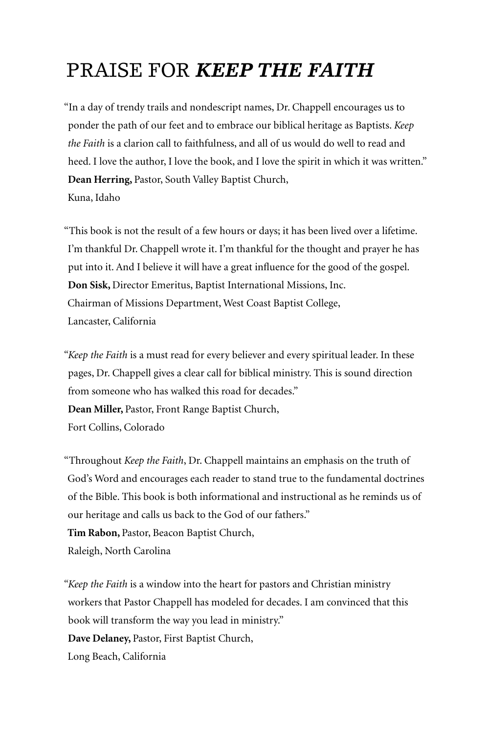# PRAISE FOR *KEEP THE FAITH*

"In a day of trendy trails and nondescript names, Dr. Chappell encourages us to ponder the path of our feet and to embrace our biblical heritage as Baptists. *Keep the Faith* is a clarion call to faithfulness, and all of us would do well to read and heed. I love the author, I love the book, and I love the spirit in which it was written."
**Dean Herring,** Pastor, South Valley Baptist Church,
Kuna, Idaho

"This book is not the result of a few hours or days; it has been lived over a lifetime. I'm thankful Dr. Chappell wrote it. I'm thankful for the thought and prayer he has put into it. And I believe it will have a great influence for the good of the gospel.
**Don Sisk,** Director Emeritus, Baptist International Missions, Inc.
Chairman of Missions Department, West Coast Baptist College,
Lancaster, California

"*Keep the Faith* is a must read for every believer and every spiritual leader. In these pages, Dr. Chappell gives a clear call for biblical ministry. This is sound direction from someone who has walked this road for decades."
**Dean Miller,** Pastor, Front Range Baptist Church,
Fort Collins, Colorado

"Throughout *Keep the Faith*, Dr. Chappell maintains an emphasis on the truth of God's Word and encourages each reader to stand true to the fundamental doctrines of the Bible. This book is both informational and instructional as he reminds us of our heritage and calls us back to the God of our fathers."
**Tim Rabon,** Pastor, Beacon Baptist Church,
Raleigh, North Carolina

"*Keep the Faith* is a window into the heart for pastors and Christian ministry workers that Pastor Chappell has modeled for decades. I am convinced that this book will transform the way you lead in ministry."
**Dave Delaney,** Pastor, First Baptist Church,
Long Beach, California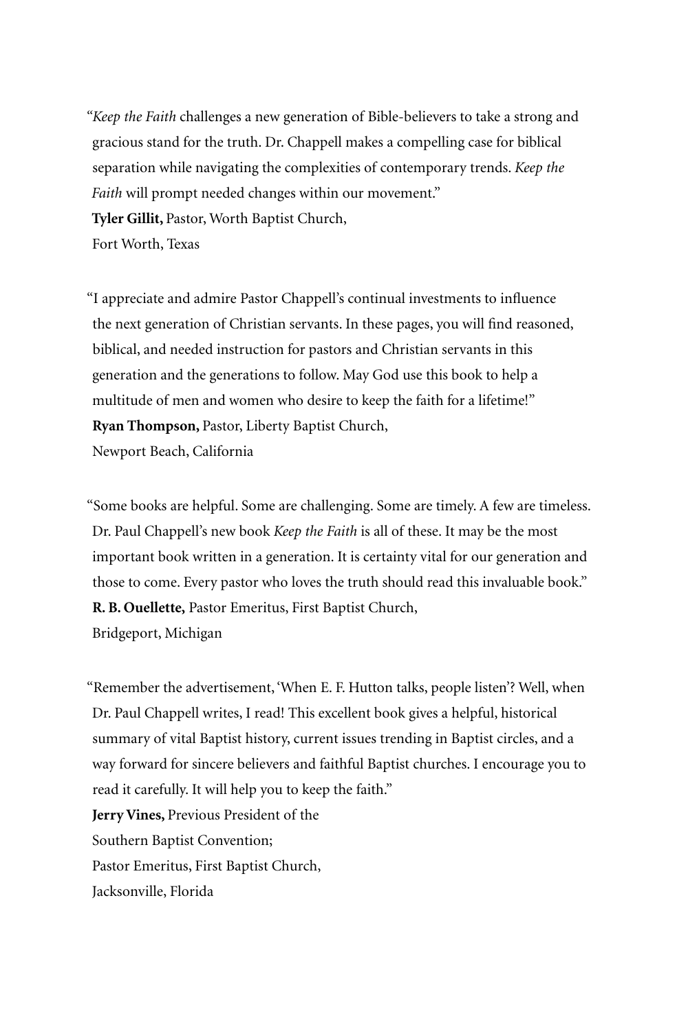"*Keep the Faith* challenges a new generation of Bible-believers to take a strong and gracious stand for the truth. Dr. Chappell makes a compelling case for biblical separation while navigating the complexities of contemporary trends. *Keep the Faith* will prompt needed changes within our movement."
**Tyler Gillit,** Pastor, Worth Baptist Church,
Fort Worth, Texas

"I appreciate and admire Pastor Chappell's continual investments to influence the next generation of Christian servants. In these pages, you will find reasoned, biblical, and needed instruction for pastors and Christian servants in this generation and the generations to follow. May God use this book to help a multitude of men and women who desire to keep the faith for a lifetime!"
**Ryan Thompson,** Pastor, Liberty Baptist Church,
Newport Beach, California

"Some books are helpful. Some are challenging. Some are timely. A few are timeless. Dr. Paul Chappell's new book *Keep the Faith* is all of these. It may be the most important book written in a generation. It is certainty vital for our generation and those to come. Every pastor who loves the truth should read this invaluable book."
**R. B. Ouellette,** Pastor Emeritus, First Baptist Church,
Bridgeport, Michigan

"Remember the advertisement, 'When E. F. Hutton talks, people listen'? Well, when Dr. Paul Chappell writes, I read! This excellent book gives a helpful, historical summary of vital Baptist history, current issues trending in Baptist circles, and a way forward for sincere believers and faithful Baptist churches. I encourage you to read it carefully. It will help you to keep the faith."
**Jerry Vines,** Previous President of the
Southern Baptist Convention;
Pastor Emeritus, First Baptist Church,
Jacksonville, Florida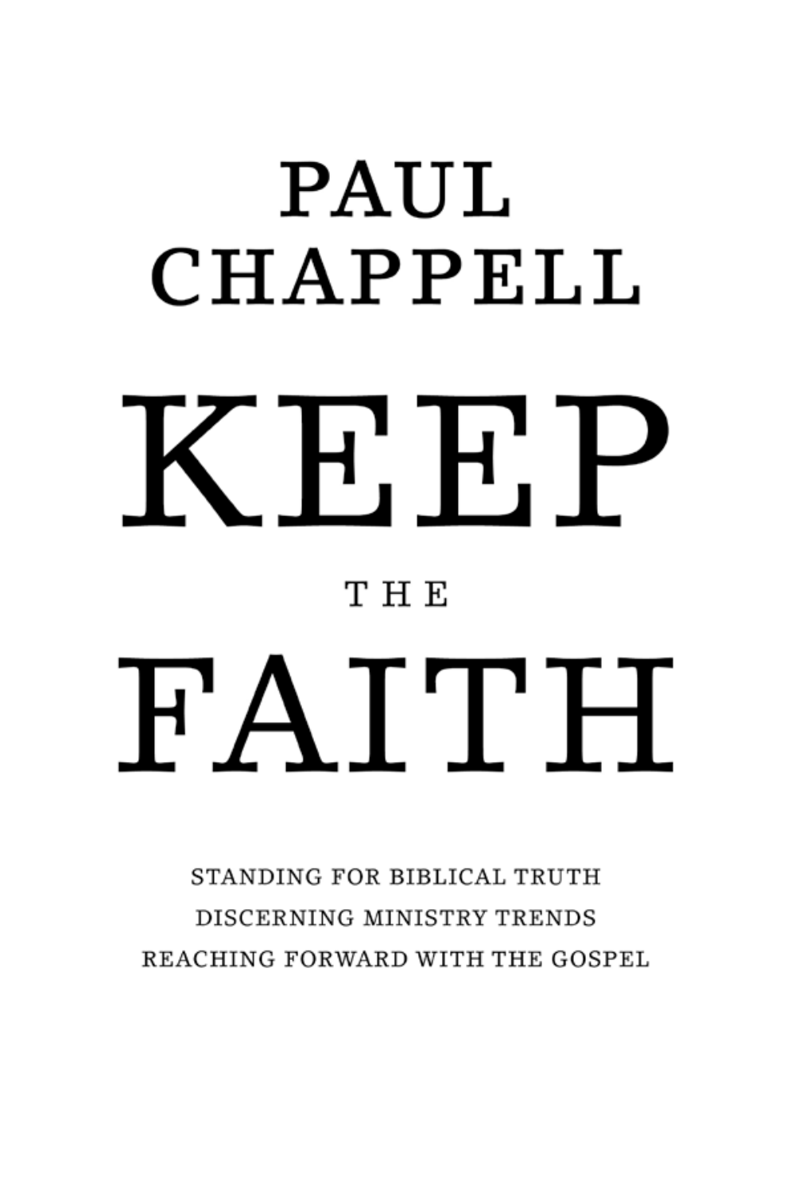PAUL
CHAPPELL

# KEEP
THE
# FAITH

STANDING FOR BIBLICAL TRUTH
DISCERNING MINISTRY TRENDS
REACHING FORWARD WITH THE GOSPEL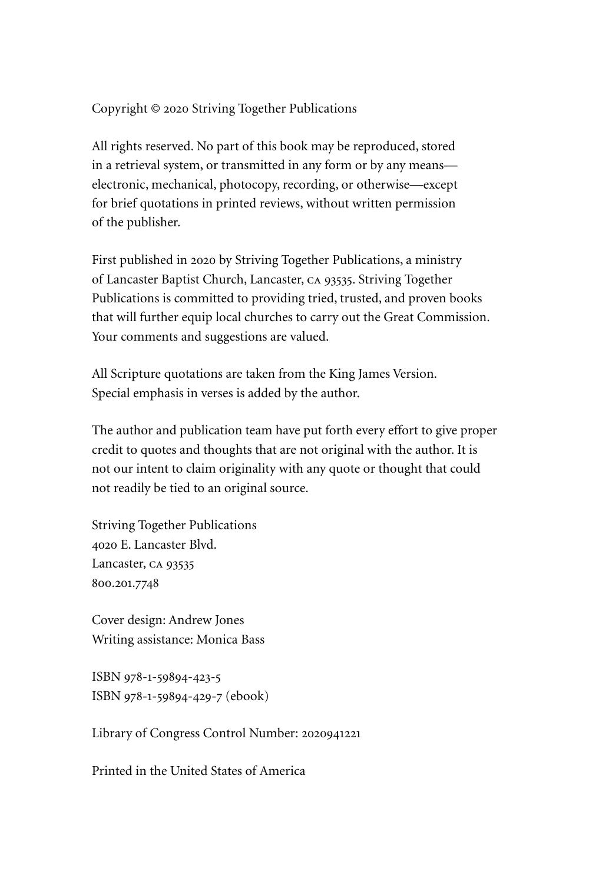Copyright © 2020 Striving Together Publications

All rights reserved. No part of this book may be reproduced, stored in a retrieval system, or transmitted in any form or by any means—electronic, mechanical, photocopy, recording, or otherwise—except for brief quotations in printed reviews, without written permission of the publisher.

First published in 2020 by Striving Together Publications, a ministry of Lancaster Baptist Church, Lancaster, CA 93535. Striving Together Publications is committed to providing tried, trusted, and proven books that will further equip local churches to carry out the Great Commission. Your comments and suggestions are valued.

All Scripture quotations are taken from the King James Version. Special emphasis in verses is added by the author.

The author and publication team have put forth every effort to give proper credit to quotes and thoughts that are not original with the author. It is not our intent to claim originality with any quote or thought that could not readily be tied to an original source.

Striving Together Publications  
4020 E. Lancaster Blvd.  
Lancaster, CA 93535  
800.201.7748

Cover design: Andrew Jones  
Writing assistance: Monica Bass

ISBN 978-1-59894-423-5  
ISBN 978-1-59894-429-7 (ebook)

Library of Congress Control Number: 2020941221

Printed in the United States of America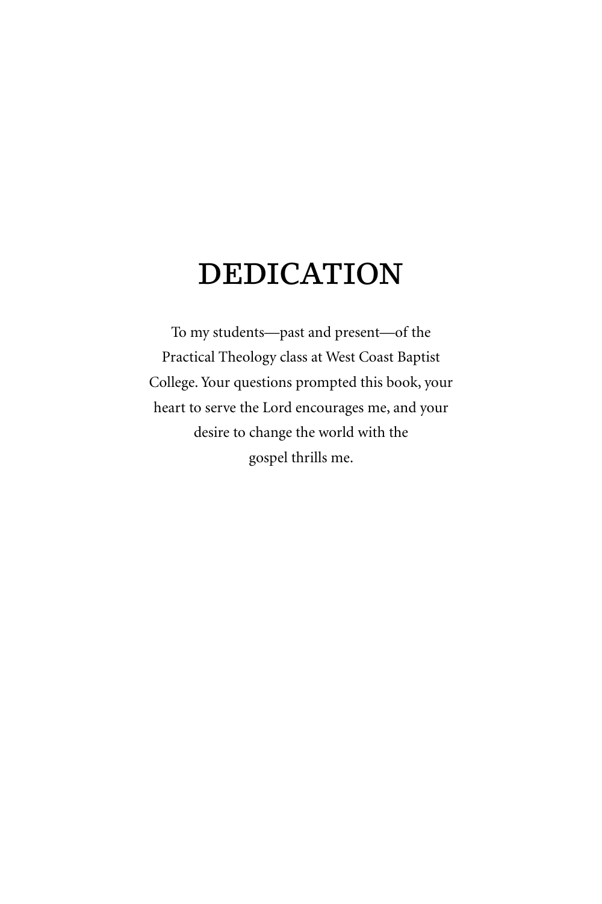# DEDICATION

To my students—past and present—of the Practical Theology class at West Coast Baptist College. Your questions prompted this book, your heart to serve the Lord encourages me, and your desire to change the world with the gospel thrills me.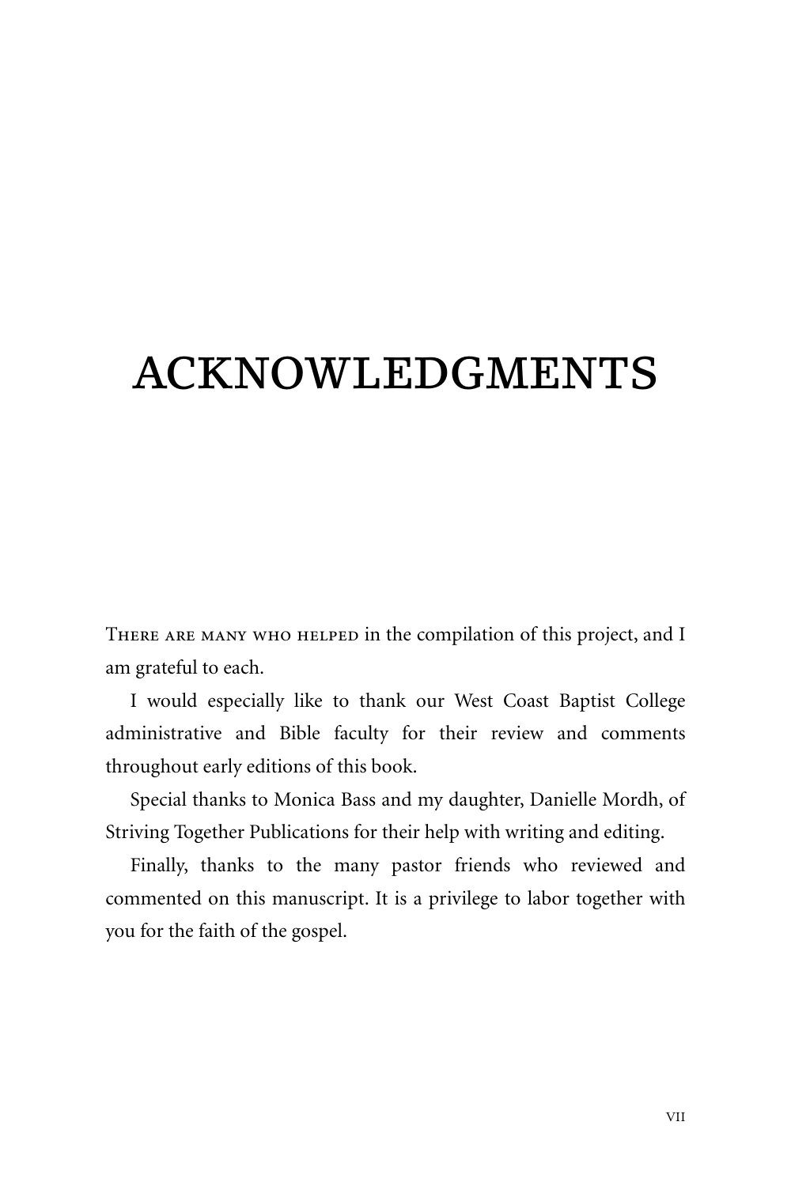# ACKNOWLEDGMENTS

There are many who helped in the compilation of this project, and I am grateful to each.

I would especially like to thank our West Coast Baptist College administrative and Bible faculty for their review and comments throughout early editions of this book.

Special thanks to Monica Bass and my daughter, Danielle Mordh, of Striving Together Publications for their help with writing and editing.

Finally, thanks to the many pastor friends who reviewed and commented on this manuscript. It is a privilege to labor together with you for the faith of the gospel.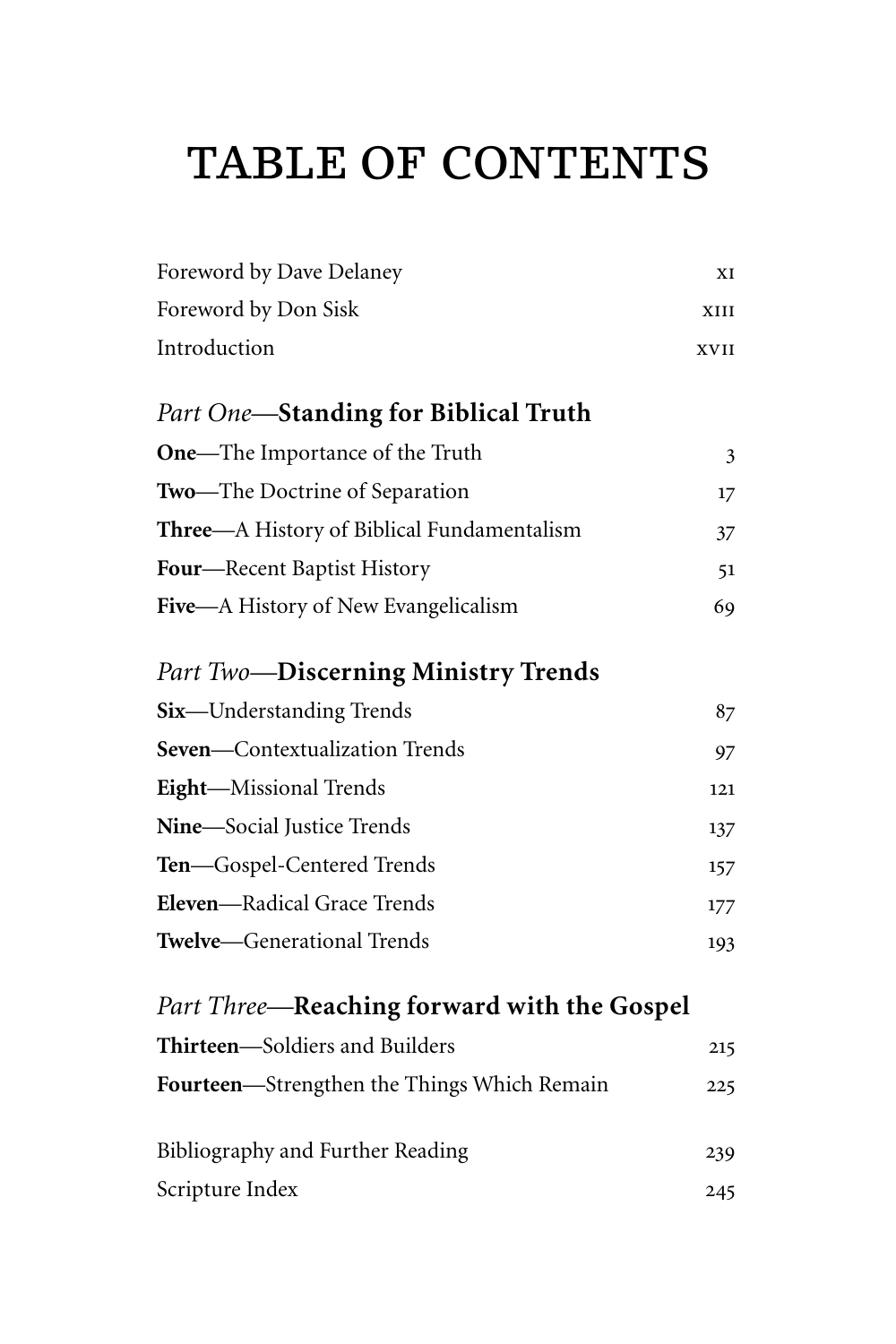# TABLE OF CONTENTS

| | |
|---|---|
| Foreword by Dave Delaney | xi |
| Foreword by Don Sisk | xiii |
| Introduction | xvii |

## *Part One*—**Standing for Biblical Truth**

| | |
|---|---|
| **One**—The Importance of the Truth | 3 |
| **Two**—The Doctrine of Separation | 17 |
| **Three**—A History of Biblical Fundamentalism | 37 |
| **Four**—Recent Baptist History | 51 |
| **Five**—A History of New Evangelicalism | 69 |

## *Part Two*—**Discerning Ministry Trends**

| | |
|---|---|
| **Six**—Understanding Trends | 87 |
| **Seven**—Contextualization Trends | 97 |
| **Eight**—Missional Trends | 121 |
| **Nine**—Social Justice Trends | 137 |
| **Ten**—Gospel-Centered Trends | 157 |
| **Eleven**—Radical Grace Trends | 177 |
| **Twelve**—Generational Trends | 193 |

## *Part Three*—**Reaching forward with the Gospel**

| | |
|---|---|
| **Thirteen**—Soldiers and Builders | 215 |
| **Fourteen**—Strengthen the Things Which Remain | 225 |

| | |
|---|---|
| Bibliography and Further Reading | 239 |
| Scripture Index | 245 |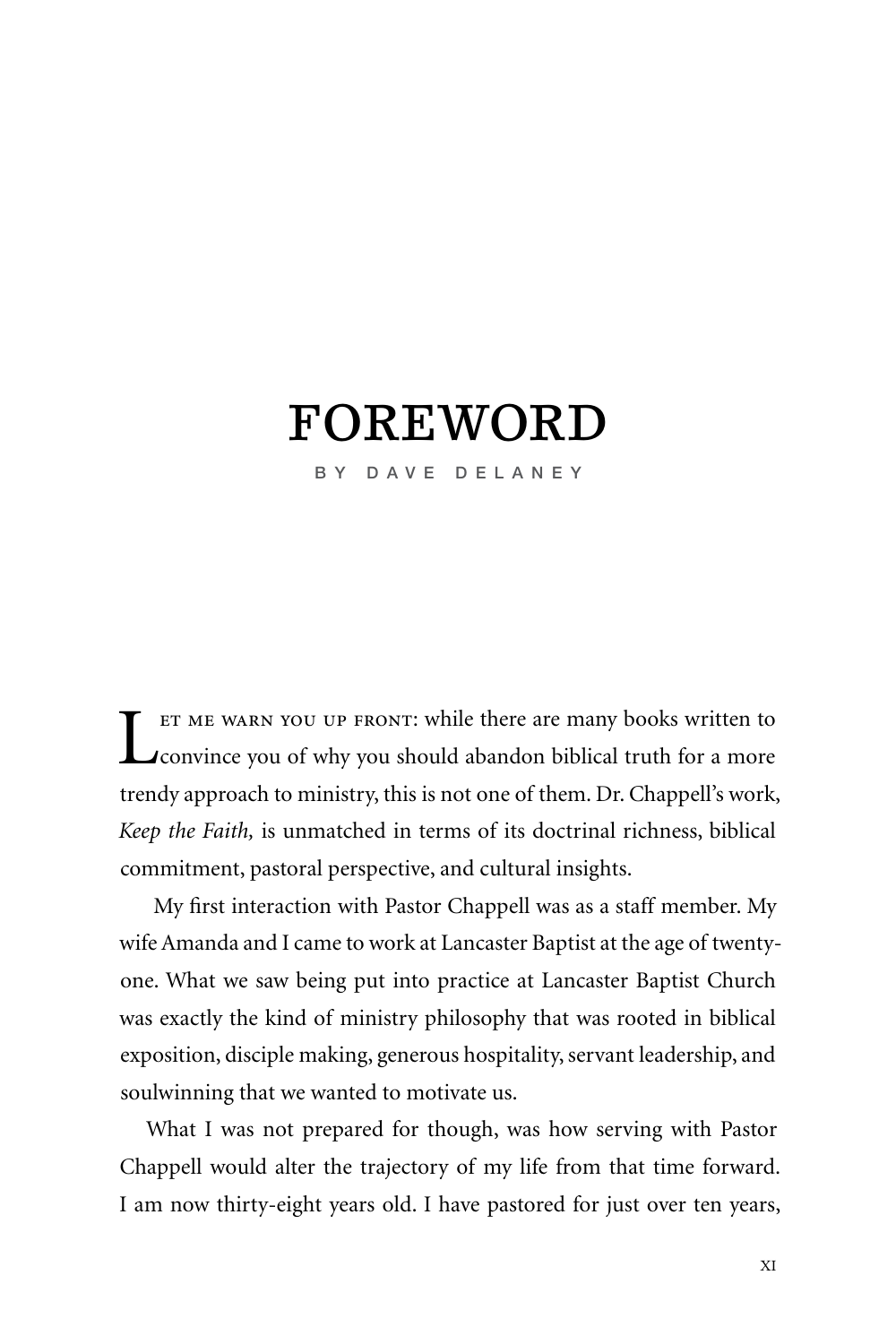# FOREWORD

BY DAVE DELANEY

Let me warn you up front: while there are many books written to convince you of why you should abandon biblical truth for a more trendy approach to ministry, this is not one of them. Dr. Chappell's work, *Keep the Faith,* is unmatched in terms of its doctrinal richness, biblical commitment, pastoral perspective, and cultural insights.

My first interaction with Pastor Chappell was as a staff member. My wife Amanda and I came to work at Lancaster Baptist at the age of twenty-one. What we saw being put into practice at Lancaster Baptist Church was exactly the kind of ministry philosophy that was rooted in biblical exposition, disciple making, generous hospitality, servant leadership, and soulwinning that we wanted to motivate us.

What I was not prepared for though, was how serving with Pastor Chappell would alter the trajectory of my life from that time forward. I am now thirty-eight years old. I have pastored for just over ten years,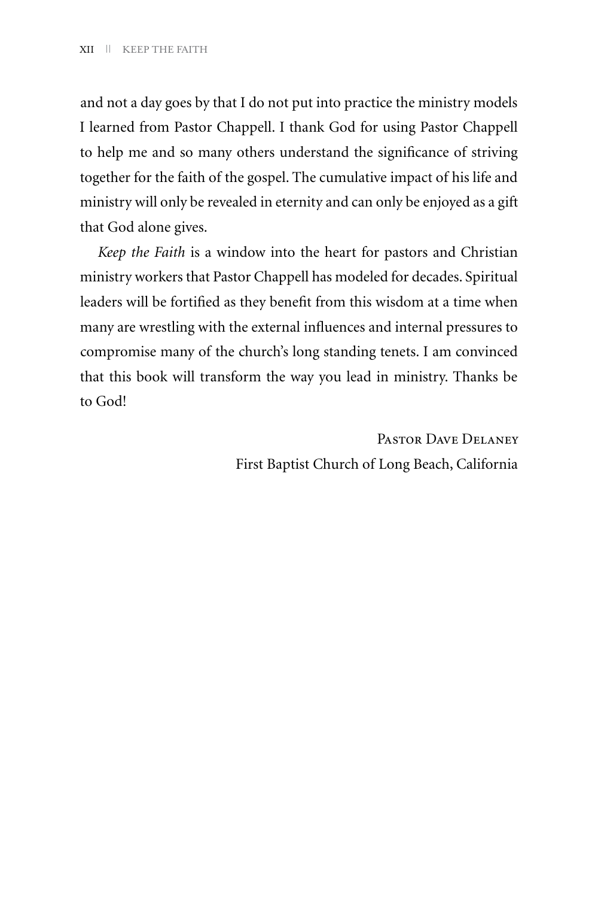and not a day goes by that I do not put into practice the ministry models I learned from Pastor Chappell. I thank God for using Pastor Chappell to help me and so many others understand the significance of striving together for the faith of the gospel. The cumulative impact of his life and ministry will only be revealed in eternity and can only be enjoyed as a gift that God alone gives.

*Keep the Faith* is a window into the heart for pastors and Christian ministry workers that Pastor Chappell has modeled for decades. Spiritual leaders will be fortified as they benefit from this wisdom at a time when many are wrestling with the external influences and internal pressures to compromise many of the church's long standing tenets. I am convinced that this book will transform the way you lead in ministry. Thanks be to God!

Pastor Dave Delaney
First Baptist Church of Long Beach, California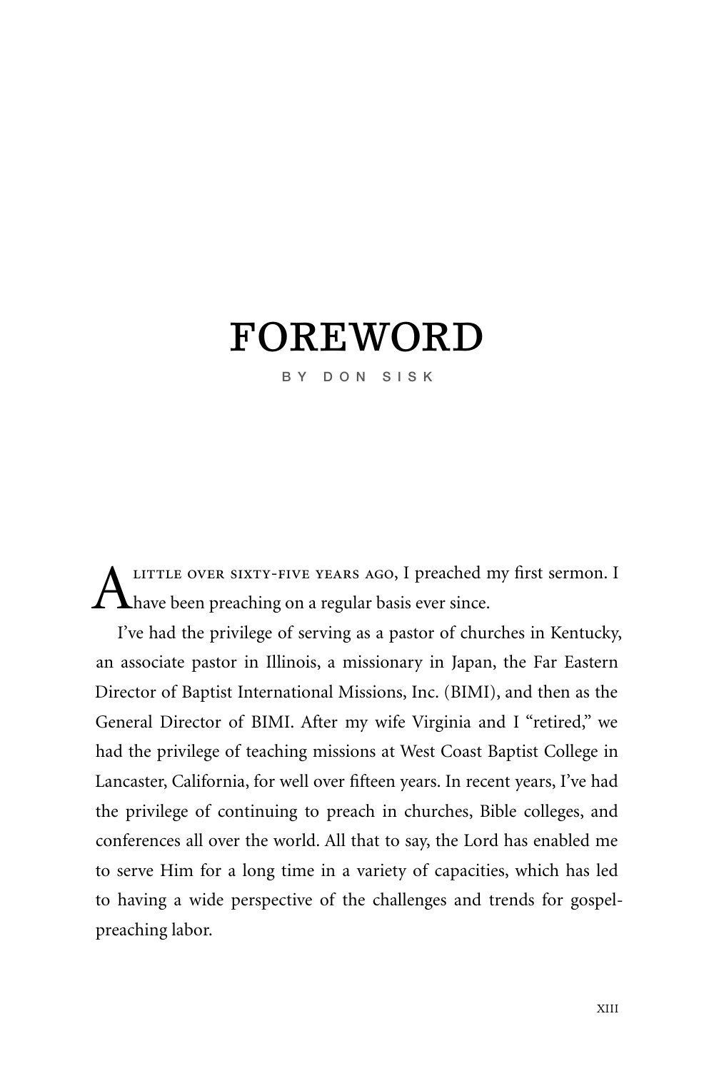# FOREWORD

BY DON SISK

A little over sixty-five years ago, I preached my first sermon. I have been preaching on a regular basis ever since.

I've had the privilege of serving as a pastor of churches in Kentucky, an associate pastor in Illinois, a missionary in Japan, the Far Eastern Director of Baptist International Missions, Inc. (BIMI), and then as the General Director of BIMI. After my wife Virginia and I "retired," we had the privilege of teaching missions at West Coast Baptist College in Lancaster, California, for well over fifteen years. In recent years, I've had the privilege of continuing to preach in churches, Bible colleges, and conferences all over the world. All that to say, the Lord has enabled me to serve Him for a long time in a variety of capacities, which has led to having a wide perspective of the challenges and trends for gospel-preaching labor.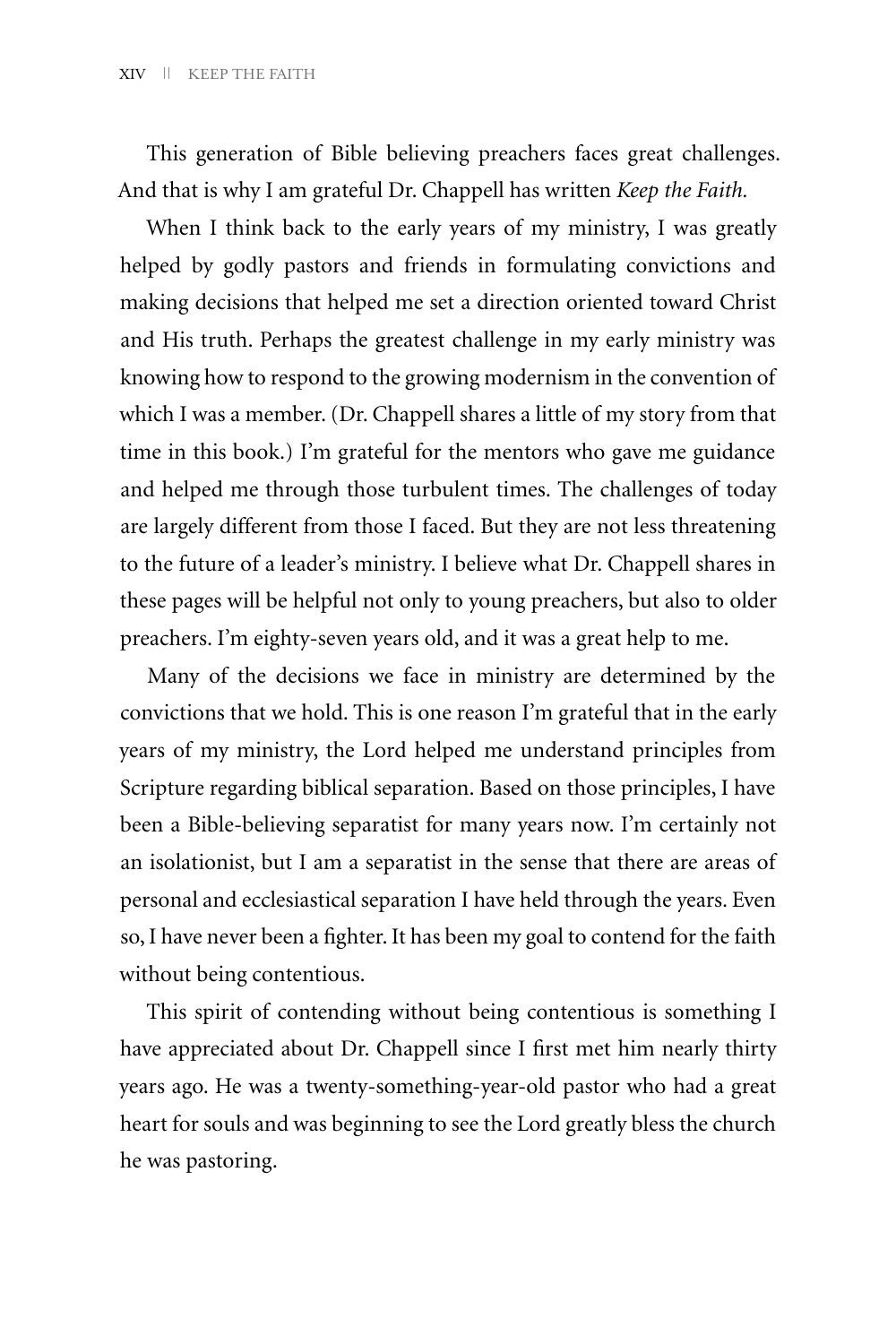This generation of Bible believing preachers faces great challenges. And that is why I am grateful Dr. Chappell has written *Keep the Faith.*

When I think back to the early years of my ministry, I was greatly helped by godly pastors and friends in formulating convictions and making decisions that helped me set a direction oriented toward Christ and His truth. Perhaps the greatest challenge in my early ministry was knowing how to respond to the growing modernism in the convention of which I was a member. (Dr. Chappell shares a little of my story from that time in this book.) I'm grateful for the mentors who gave me guidance and helped me through those turbulent times. The challenges of today are largely different from those I faced. But they are not less threatening to the future of a leader's ministry. I believe what Dr. Chappell shares in these pages will be helpful not only to young preachers, but also to older preachers. I'm eighty-seven years old, and it was a great help to me.

Many of the decisions we face in ministry are determined by the convictions that we hold. This is one reason I'm grateful that in the early years of my ministry, the Lord helped me understand principles from Scripture regarding biblical separation. Based on those principles, I have been a Bible-believing separatist for many years now. I'm certainly not an isolationist, but I am a separatist in the sense that there are areas of personal and ecclesiastical separation I have held through the years. Even so, I have never been a fighter. It has been my goal to contend for the faith without being contentious.

This spirit of contending without being contentious is something I have appreciated about Dr. Chappell since I first met him nearly thirty years ago. He was a twenty-something-year-old pastor who had a great heart for souls and was beginning to see the Lord greatly bless the church he was pastoring.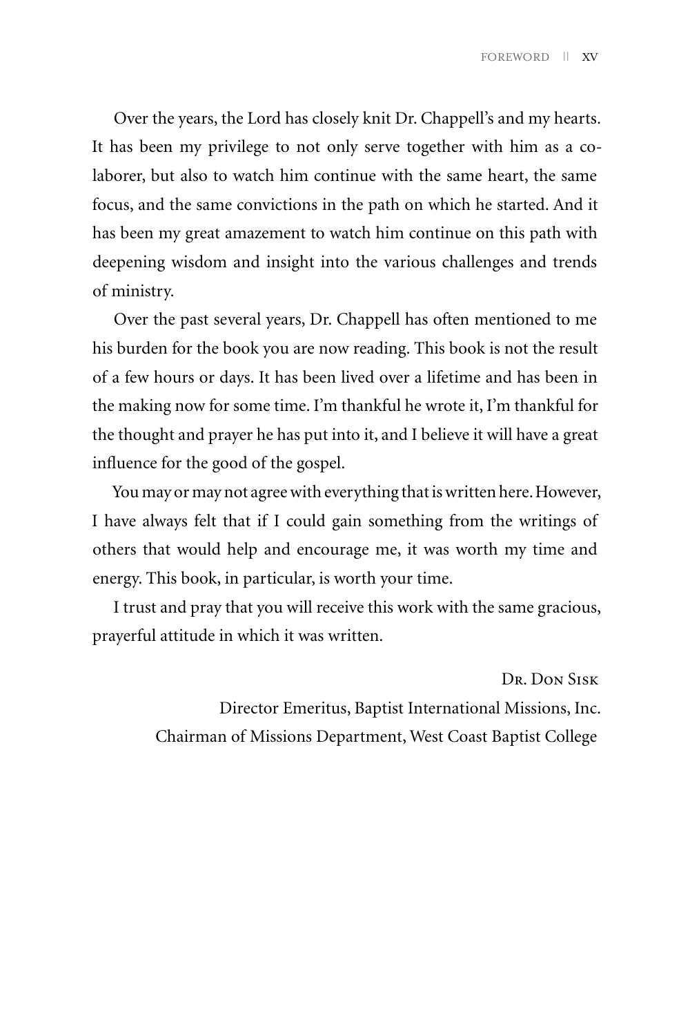Over the years, the Lord has closely knit Dr. Chappell's and my hearts. It has been my privilege to not only serve together with him as a co-laborer, but also to watch him continue with the same heart, the same focus, and the same convictions in the path on which he started. And it has been my great amazement to watch him continue on this path with deepening wisdom and insight into the various challenges and trends of ministry.

Over the past several years, Dr. Chappell has often mentioned to me his burden for the book you are now reading. This book is not the result of a few hours or days. It has been lived over a lifetime and has been in the making now for some time. I'm thankful he wrote it, I'm thankful for the thought and prayer he has put into it, and I believe it will have a great influence for the good of the gospel.

You may or may not agree with everything that is written here. However, I have always felt that if I could gain something from the writings of others that would help and encourage me, it was worth my time and energy. This book, in particular, is worth your time.

I trust and pray that you will receive this work with the same gracious, prayerful attitude in which it was written.

Dr. Don Sisk

Director Emeritus, Baptist International Missions, Inc.

Chairman of Missions Department, West Coast Baptist College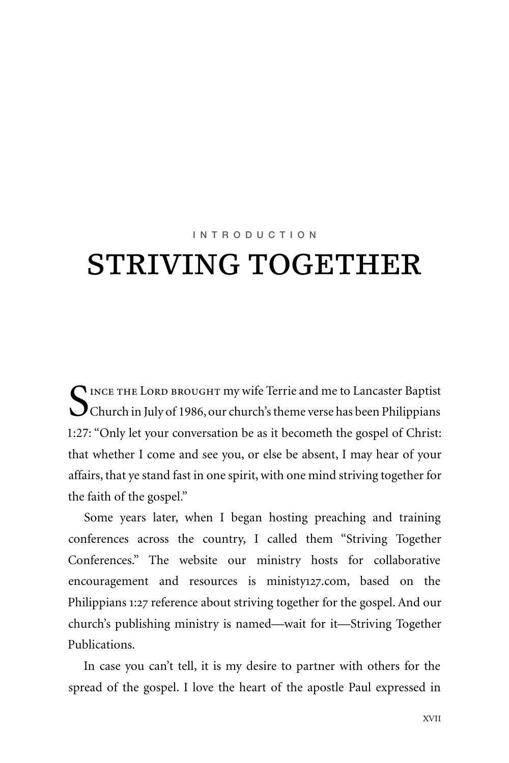INTRODUCTION

# STRIVING TOGETHER

Since the Lord brought my wife Terrie and me to Lancaster Baptist Church in July of 1986, our church's theme verse has been Philippians 1:27: "Only let your conversation be as it becometh the gospel of Christ: that whether I come and see you, or else be absent, I may hear of your affairs, that ye stand fast in one spirit, with one mind striving together for the faith of the gospel."

Some years later, when I began hosting preaching and training conferences across the country, I called them "Striving Together Conferences." The website our ministry hosts for collaborative encouragement and resources is ministy127.com, based on the Philippians 1:27 reference about striving together for the gospel. And our church's publishing ministry is named—wait for it—Striving Together Publications.

In case you can't tell, it is my desire to partner with others for the spread of the gospel. I love the heart of the apostle Paul expressed in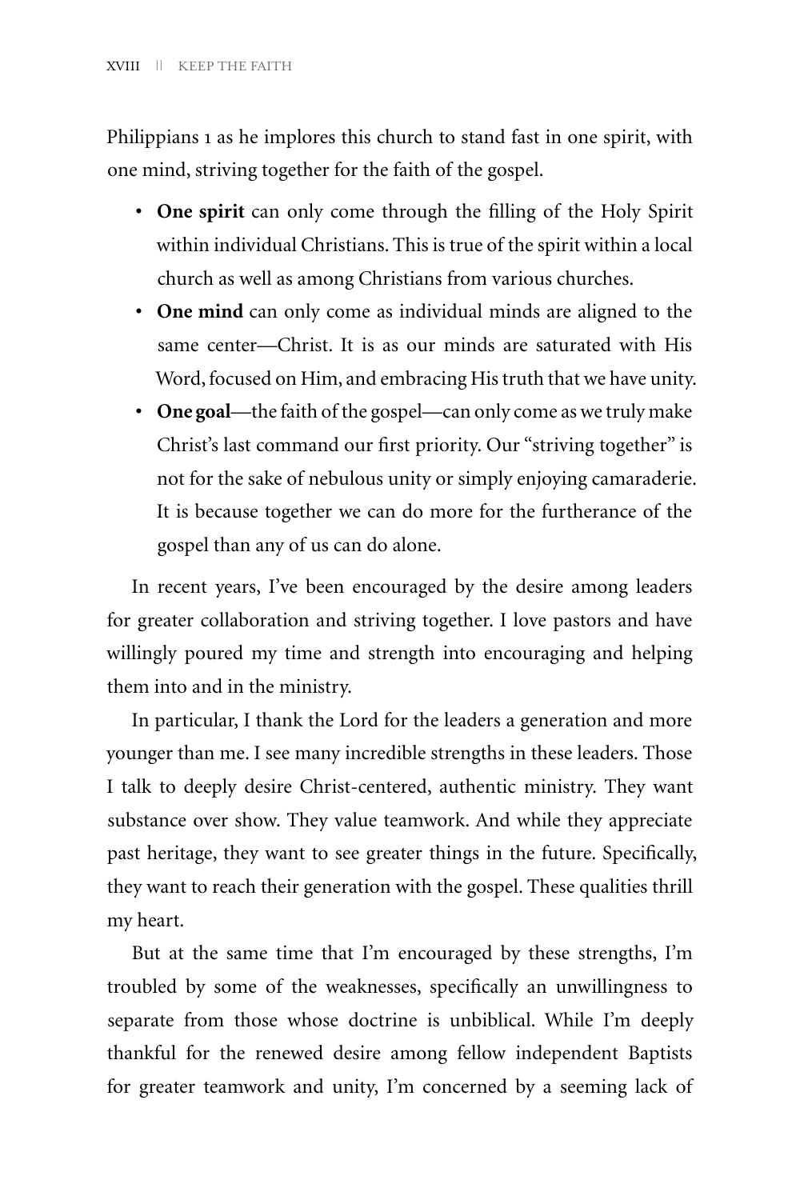Philippians 1 as he implores this church to stand fast in one spirit, with one mind, striving together for the faith of the gospel.

- **One spirit** can only come through the filling of the Holy Spirit within individual Christians. This is true of the spirit within a local church as well as among Christians from various churches.
- **One mind** can only come as individual minds are aligned to the same center—Christ. It is as our minds are saturated with His Word, focused on Him, and embracing His truth that we have unity.
- **One goal**—the faith of the gospel—can only come as we truly make Christ's last command our first priority. Our "striving together" is not for the sake of nebulous unity or simply enjoying camaraderie. It is because together we can do more for the furtherance of the gospel than any of us can do alone.

In recent years, I've been encouraged by the desire among leaders for greater collaboration and striving together. I love pastors and have willingly poured my time and strength into encouraging and helping them into and in the ministry.

In particular, I thank the Lord for the leaders a generation and more younger than me. I see many incredible strengths in these leaders. Those I talk to deeply desire Christ-centered, authentic ministry. They want substance over show. They value teamwork. And while they appreciate past heritage, they want to see greater things in the future. Specifically, they want to reach their generation with the gospel. These qualities thrill my heart.

But at the same time that I'm encouraged by these strengths, I'm troubled by some of the weaknesses, specifically an unwillingness to separate from those whose doctrine is unbiblical. While I'm deeply thankful for the renewed desire among fellow independent Baptists for greater teamwork and unity, I'm concerned by a seeming lack of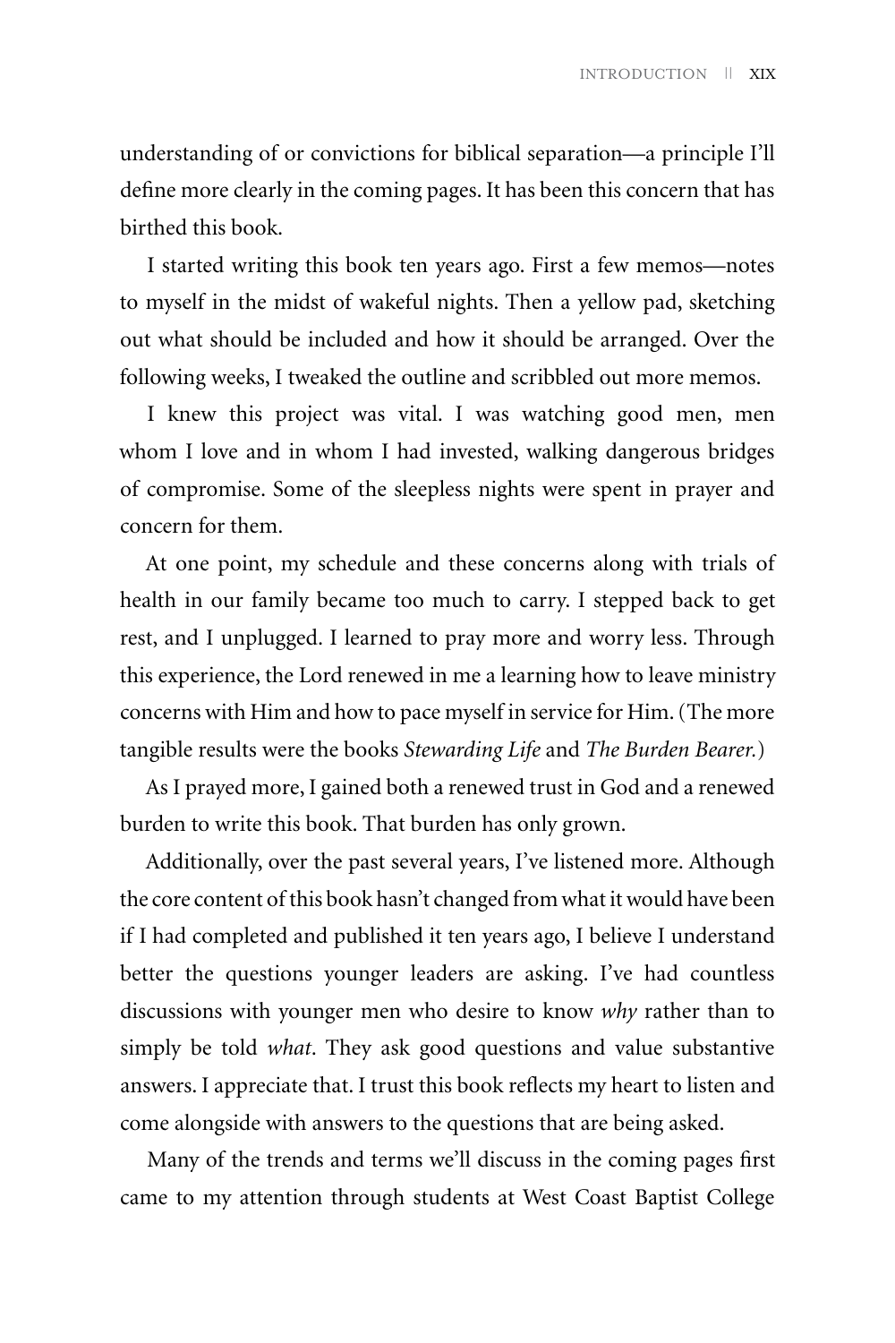understanding of or convictions for biblical separation—a principle I'll define more clearly in the coming pages. It has been this concern that has birthed this book.

I started writing this book ten years ago. First a few memos—notes to myself in the midst of wakeful nights. Then a yellow pad, sketching out what should be included and how it should be arranged. Over the following weeks, I tweaked the outline and scribbled out more memos.

I knew this project was vital. I was watching good men, men whom I love and in whom I had invested, walking dangerous bridges of compromise. Some of the sleepless nights were spent in prayer and concern for them.

At one point, my schedule and these concerns along with trials of health in our family became too much to carry. I stepped back to get rest, and I unplugged. I learned to pray more and worry less. Through this experience, the Lord renewed in me a learning how to leave ministry concerns with Him and how to pace myself in service for Him. (The more tangible results were the books *Stewarding Life* and *The Burden Bearer.*)

As I prayed more, I gained both a renewed trust in God and a renewed burden to write this book. That burden has only grown.

Additionally, over the past several years, I've listened more. Although the core content of this book hasn't changed from what it would have been if I had completed and published it ten years ago, I believe I understand better the questions younger leaders are asking. I've had countless discussions with younger men who desire to know *why* rather than to simply be told *what*. They ask good questions and value substantive answers. I appreciate that. I trust this book reflects my heart to listen and come alongside with answers to the questions that are being asked.

Many of the trends and terms we'll discuss in the coming pages first came to my attention through students at West Coast Baptist College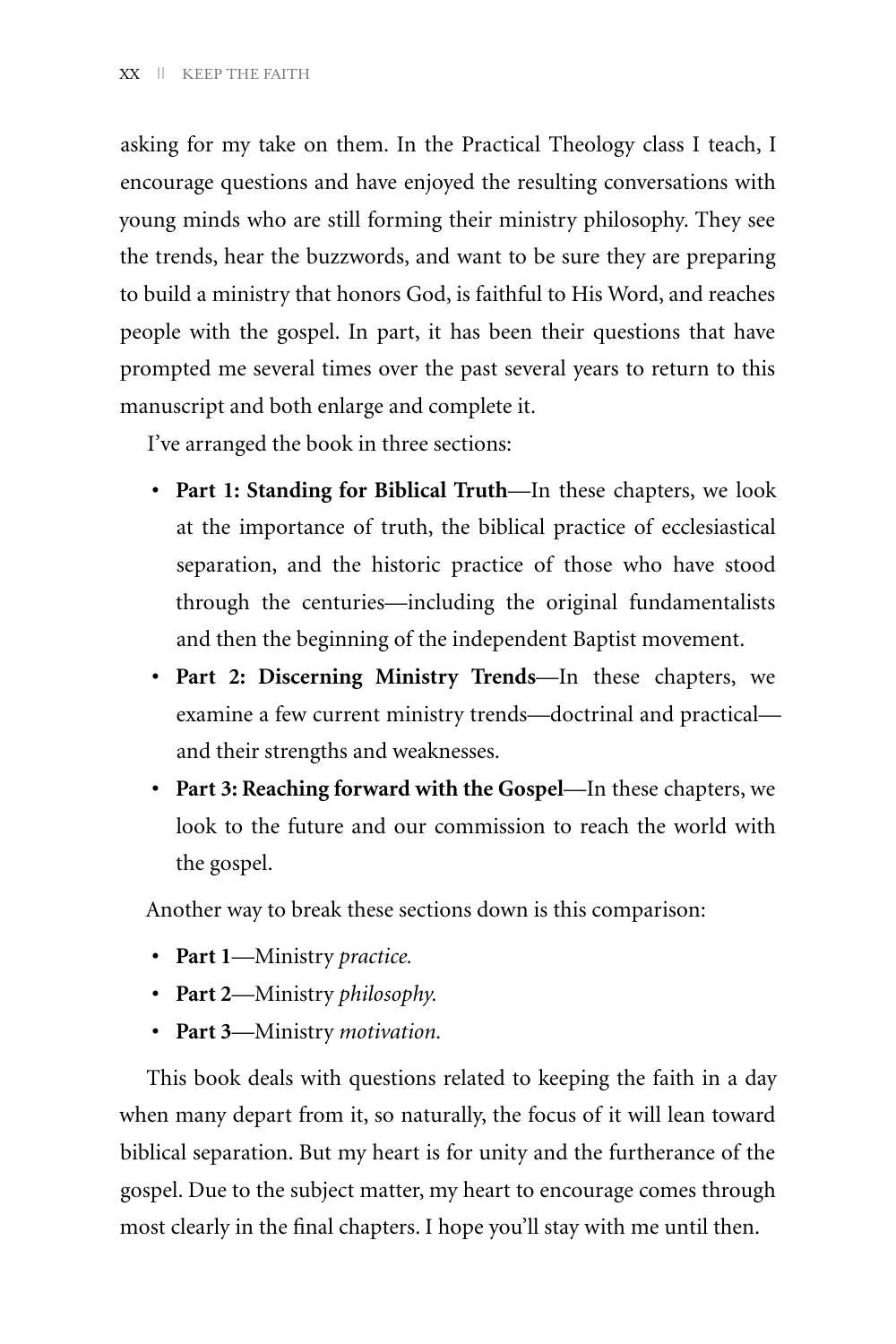asking for my take on them. In the Practical Theology class I teach, I encourage questions and have enjoyed the resulting conversations with young minds who are still forming their ministry philosophy. They see the trends, hear the buzzwords, and want to be sure they are preparing to build a ministry that honors God, is faithful to His Word, and reaches people with the gospel. In part, it has been their questions that have prompted me several times over the past several years to return to this manuscript and both enlarge and complete it.

I've arranged the book in three sections:

- **Part 1: Standing for Biblical Truth**—In these chapters, we look at the importance of truth, the biblical practice of ecclesiastical separation, and the historic practice of those who have stood through the centuries—including the original fundamentalists and then the beginning of the independent Baptist movement.
- **Part 2: Discerning Ministry Trends**—In these chapters, we examine a few current ministry trends—doctrinal and practical—and their strengths and weaknesses.
- **Part 3: Reaching forward with the Gospel**—In these chapters, we look to the future and our commission to reach the world with the gospel.

Another way to break these sections down is this comparison:

- **Part 1**—Ministry *practice.*
- **Part 2**—Ministry *philosophy.*
- **Part 3**—Ministry *motivation.*

This book deals with questions related to keeping the faith in a day when many depart from it, so naturally, the focus of it will lean toward biblical separation. But my heart is for unity and the furtherance of the gospel. Due to the subject matter, my heart to encourage comes through most clearly in the final chapters. I hope you'll stay with me until then.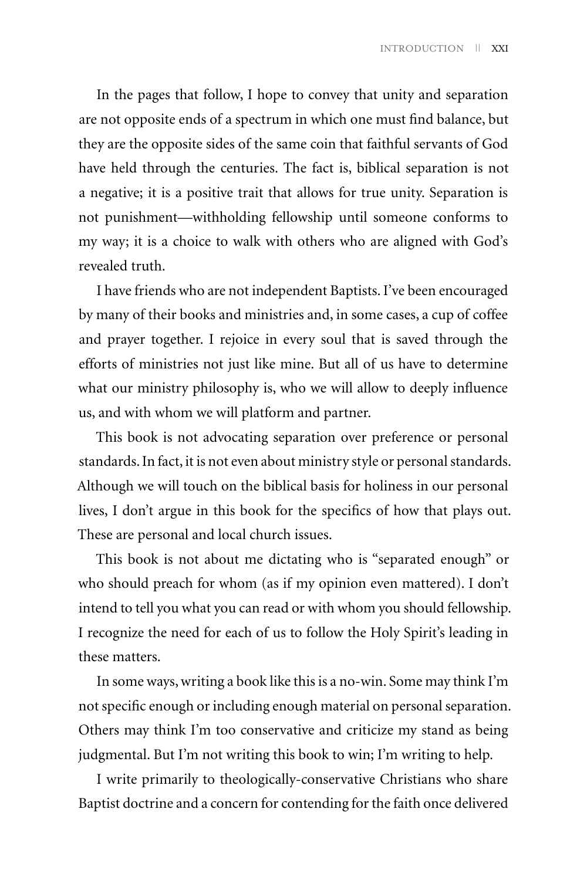In the pages that follow, I hope to convey that unity and separation are not opposite ends of a spectrum in which one must find balance, but they are the opposite sides of the same coin that faithful servants of God have held through the centuries. The fact is, biblical separation is not a negative; it is a positive trait that allows for true unity. Separation is not punishment—withholding fellowship until someone conforms to my way; it is a choice to walk with others who are aligned with God's revealed truth.

I have friends who are not independent Baptists. I've been encouraged by many of their books and ministries and, in some cases, a cup of coffee and prayer together. I rejoice in every soul that is saved through the efforts of ministries not just like mine. But all of us have to determine what our ministry philosophy is, who we will allow to deeply influence us, and with whom we will platform and partner.

This book is not advocating separation over preference or personal standards. In fact, it is not even about ministry style or personal standards. Although we will touch on the biblical basis for holiness in our personal lives, I don't argue in this book for the specifics of how that plays out. These are personal and local church issues.

This book is not about me dictating who is "separated enough" or who should preach for whom (as if my opinion even mattered). I don't intend to tell you what you can read or with whom you should fellowship. I recognize the need for each of us to follow the Holy Spirit's leading in these matters.

In some ways, writing a book like this is a no-win. Some may think I'm not specific enough or including enough material on personal separation. Others may think I'm too conservative and criticize my stand as being judgmental. But I'm not writing this book to win; I'm writing to help.

I write primarily to theologically-conservative Christians who share Baptist doctrine and a concern for contending for the faith once delivered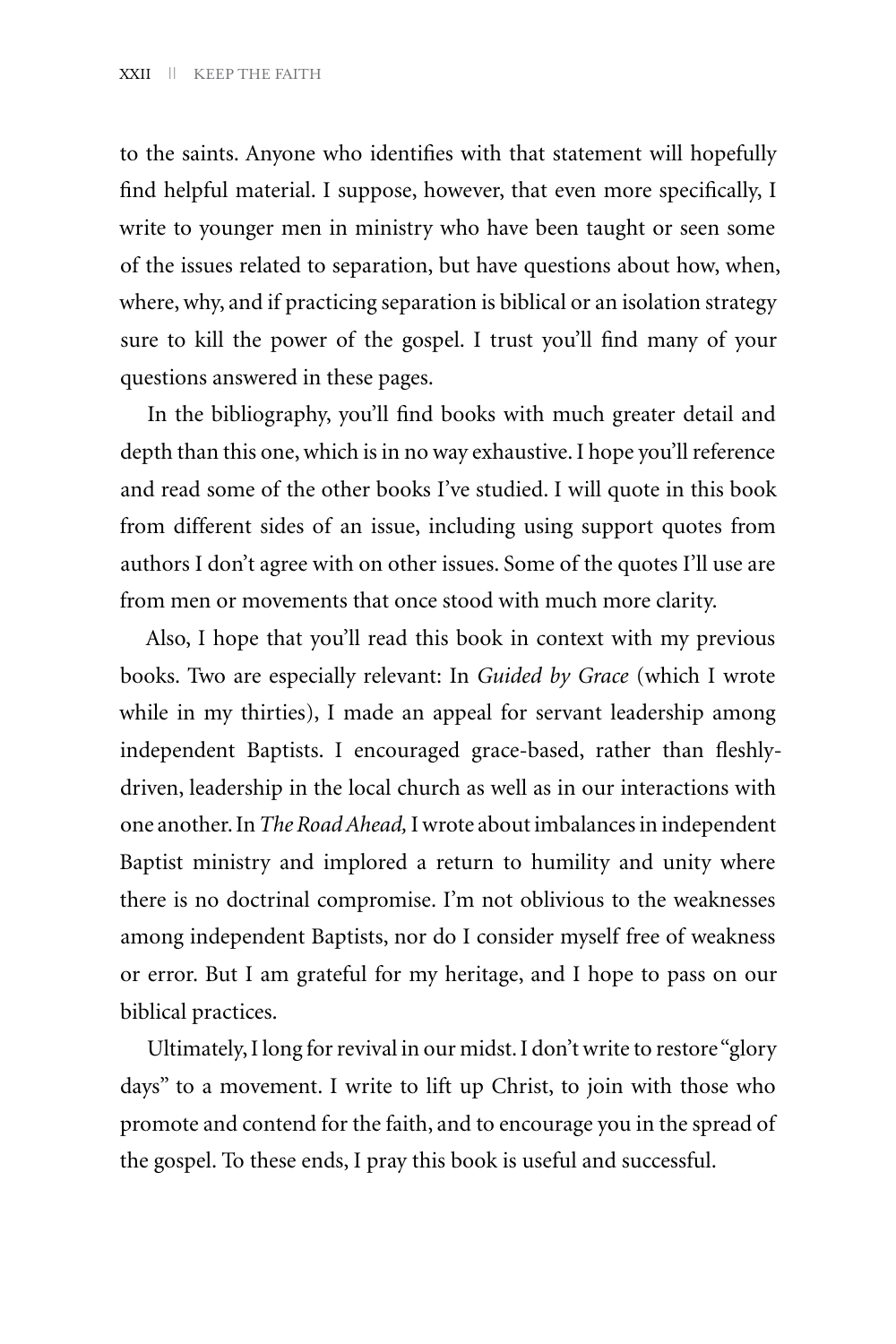to the saints. Anyone who identifies with that statement will hopefully find helpful material. I suppose, however, that even more specifically, I write to younger men in ministry who have been taught or seen some of the issues related to separation, but have questions about how, when, where, why, and if practicing separation is biblical or an isolation strategy sure to kill the power of the gospel. I trust you'll find many of your questions answered in these pages.

In the bibliography, you'll find books with much greater detail and depth than this one, which is in no way exhaustive. I hope you'll reference and read some of the other books I've studied. I will quote in this book from different sides of an issue, including using support quotes from authors I don't agree with on other issues. Some of the quotes I'll use are from men or movements that once stood with much more clarity.

Also, I hope that you'll read this book in context with my previous books. Two are especially relevant: In *Guided by Grace* (which I wrote while in my thirties), I made an appeal for servant leadership among independent Baptists. I encouraged grace-based, rather than fleshly-driven, leadership in the local church as well as in our interactions with one another. In *The Road Ahead,* I wrote about imbalances in independent Baptist ministry and implored a return to humility and unity where there is no doctrinal compromise. I'm not oblivious to the weaknesses among independent Baptists, nor do I consider myself free of weakness or error. But I am grateful for my heritage, and I hope to pass on our biblical practices.

Ultimately, I long for revival in our midst. I don't write to restore "glory days" to a movement. I write to lift up Christ, to join with those who promote and contend for the faith, and to encourage you in the spread of the gospel. To these ends, I pray this book is useful and successful.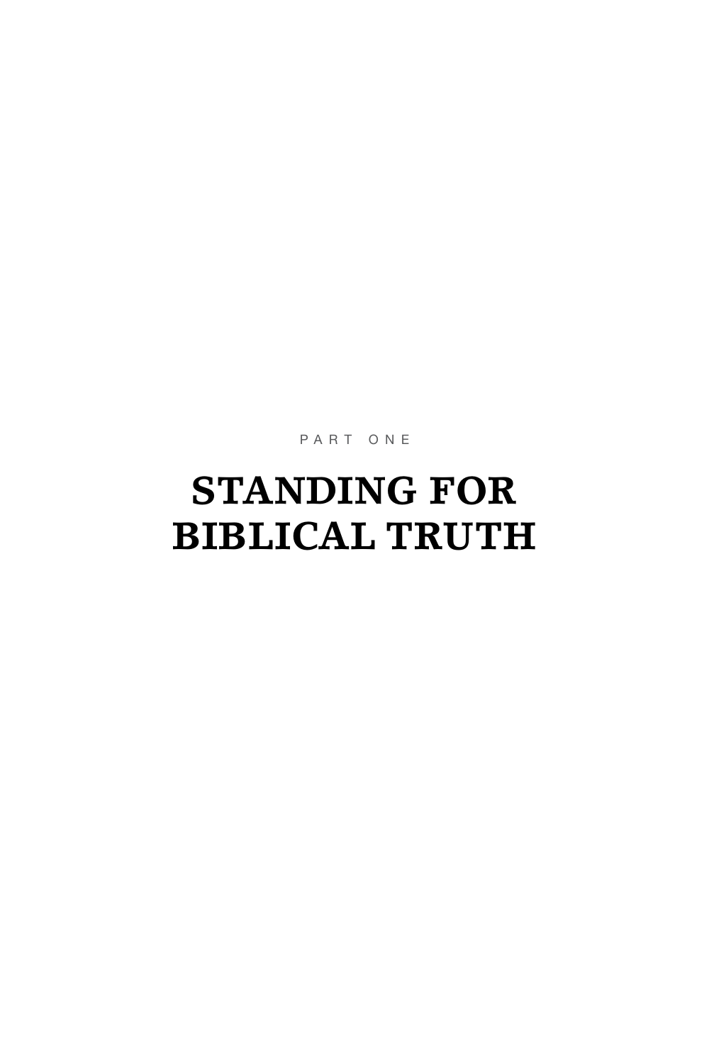PART ONE

# STANDING FOR BIBLICAL TRUTH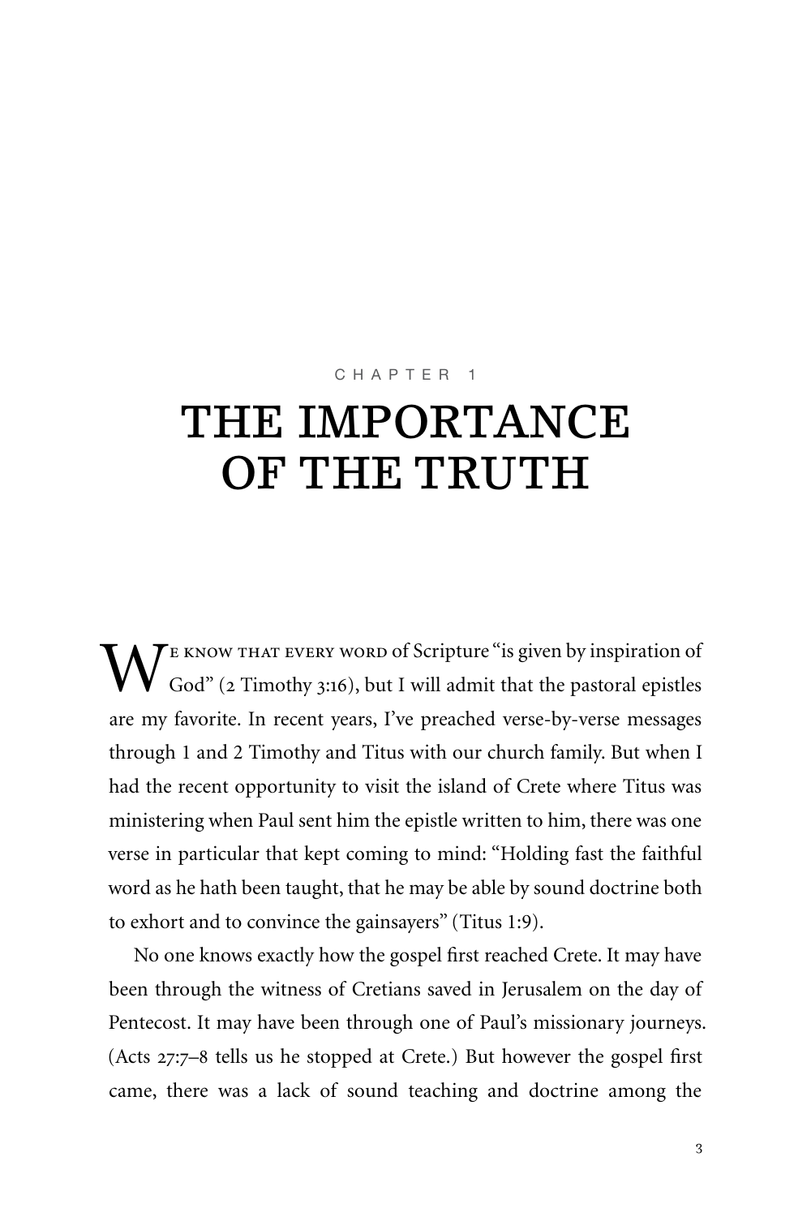CHAPTER 1

# THE IMPORTANCE OF THE TRUTH

We know that every word of Scripture "is given by inspiration of God" (2 Timothy 3:16), but I will admit that the pastoral epistles are my favorite. In recent years, I've preached verse-by-verse messages through 1 and 2 Timothy and Titus with our church family. But when I had the recent opportunity to visit the island of Crete where Titus was ministering when Paul sent him the epistle written to him, there was one verse in particular that kept coming to mind: "Holding fast the faithful word as he hath been taught, that he may be able by sound doctrine both to exhort and to convince the gainsayers" (Titus 1:9).

No one knows exactly how the gospel first reached Crete. It may have been through the witness of Cretians saved in Jerusalem on the day of Pentecost. It may have been through one of Paul's missionary journeys. (Acts 27:7–8 tells us he stopped at Crete.) But however the gospel first came, there was a lack of sound teaching and doctrine among the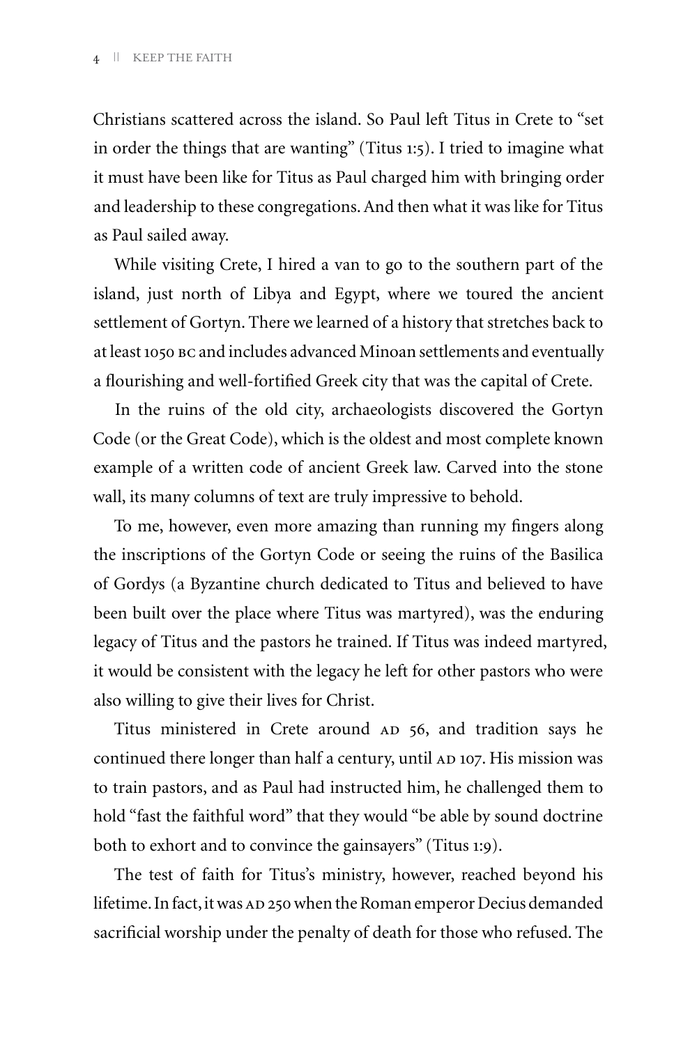Christians scattered across the island. So Paul left Titus in Crete to "set in order the things that are wanting" (Titus 1:5). I tried to imagine what it must have been like for Titus as Paul charged him with bringing order and leadership to these congregations. And then what it was like for Titus as Paul sailed away.

While visiting Crete, I hired a van to go to the southern part of the island, just north of Libya and Egypt, where we toured the ancient settlement of Gortyn. There we learned of a history that stretches back to at least 1050 BC and includes advanced Minoan settlements and eventually a flourishing and well-fortified Greek city that was the capital of Crete.

In the ruins of the old city, archaeologists discovered the Gortyn Code (or the Great Code), which is the oldest and most complete known example of a written code of ancient Greek law. Carved into the stone wall, its many columns of text are truly impressive to behold.

To me, however, even more amazing than running my fingers along the inscriptions of the Gortyn Code or seeing the ruins of the Basilica of Gordys (a Byzantine church dedicated to Titus and believed to have been built over the place where Titus was martyred), was the enduring legacy of Titus and the pastors he trained. If Titus was indeed martyred, it would be consistent with the legacy he left for other pastors who were also willing to give their lives for Christ.

Titus ministered in Crete around AD 56, and tradition says he continued there longer than half a century, until AD 107. His mission was to train pastors, and as Paul had instructed him, he challenged them to hold "fast the faithful word" that they would "be able by sound doctrine both to exhort and to convince the gainsayers" (Titus 1:9).

The test of faith for Titus's ministry, however, reached beyond his lifetime. In fact, it was AD 250 when the Roman emperor Decius demanded sacrificial worship under the penalty of death for those who refused. The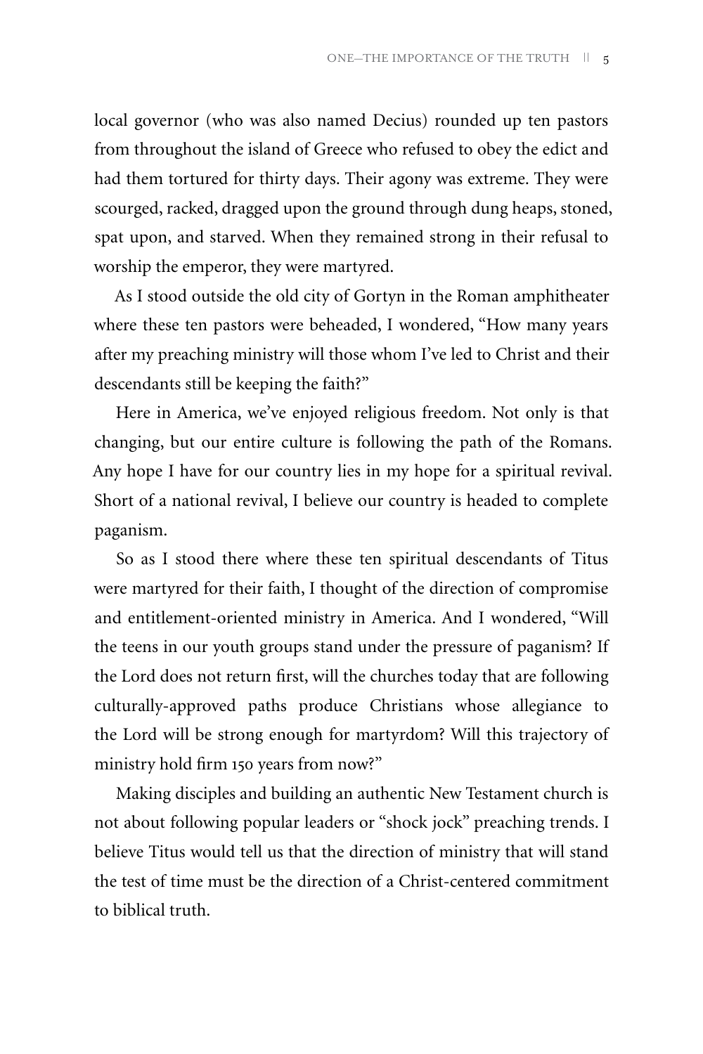local governor (who was also named Decius) rounded up ten pastors from throughout the island of Greece who refused to obey the edict and had them tortured for thirty days. Their agony was extreme. They were scourged, racked, dragged upon the ground through dung heaps, stoned, spat upon, and starved. When they remained strong in their refusal to worship the emperor, they were martyred.

As I stood outside the old city of Gortyn in the Roman amphitheater where these ten pastors were beheaded, I wondered, "How many years after my preaching ministry will those whom I've led to Christ and their descendants still be keeping the faith?"

Here in America, we've enjoyed religious freedom. Not only is that changing, but our entire culture is following the path of the Romans. Any hope I have for our country lies in my hope for a spiritual revival. Short of a national revival, I believe our country is headed to complete paganism.

So as I stood there where these ten spiritual descendants of Titus were martyred for their faith, I thought of the direction of compromise and entitlement-oriented ministry in America. And I wondered, "Will the teens in our youth groups stand under the pressure of paganism? If the Lord does not return first, will the churches today that are following culturally-approved paths produce Christians whose allegiance to the Lord will be strong enough for martyrdom? Will this trajectory of ministry hold firm 150 years from now?"

Making disciples and building an authentic New Testament church is not about following popular leaders or "shock jock" preaching trends. I believe Titus would tell us that the direction of ministry that will stand the test of time must be the direction of a Christ-centered commitment to biblical truth.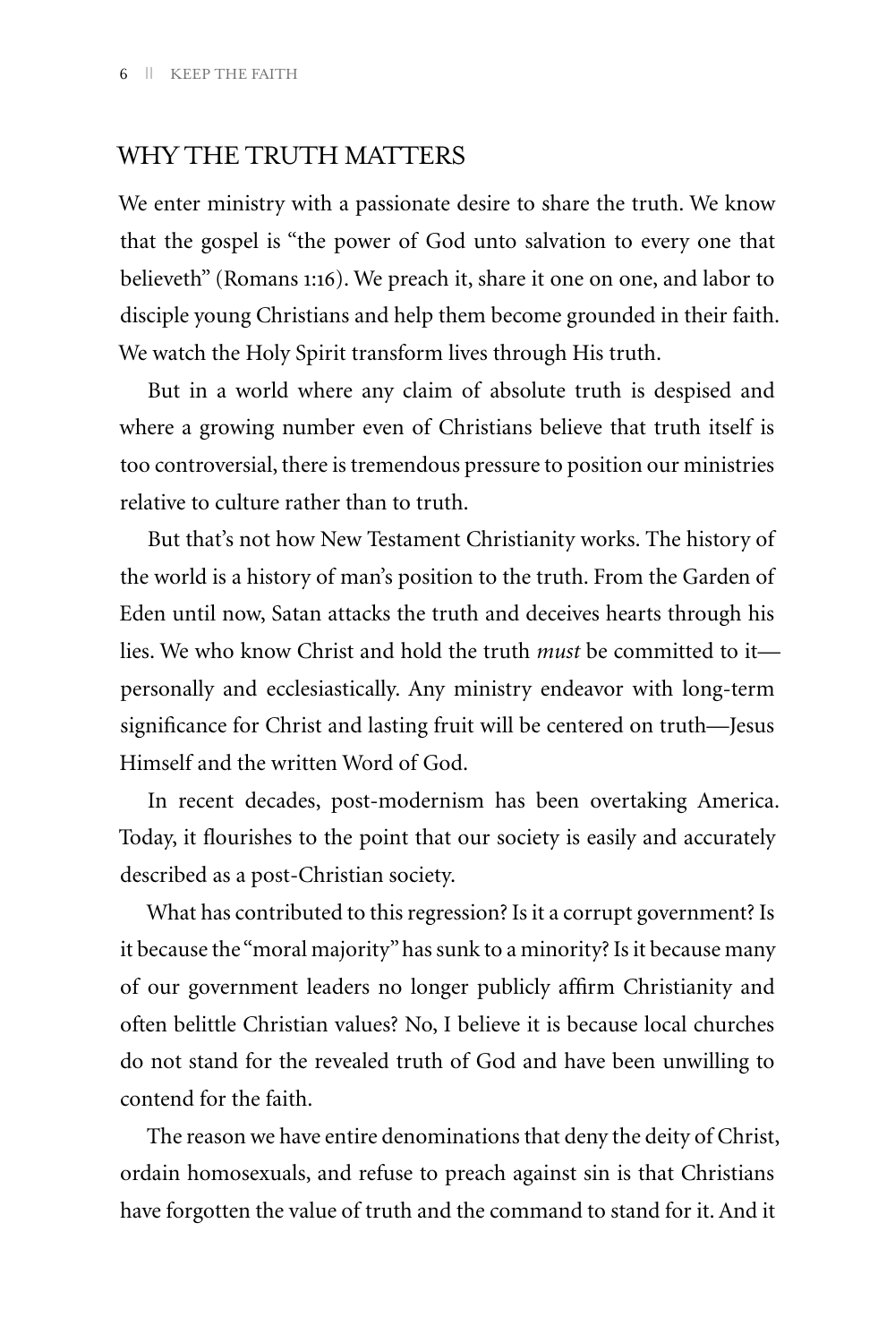## WHY THE TRUTH MATTERS

We enter ministry with a passionate desire to share the truth. We know that the gospel is "the power of God unto salvation to every one that believeth" (Romans 1:16). We preach it, share it one on one, and labor to disciple young Christians and help them become grounded in their faith. We watch the Holy Spirit transform lives through His truth.

But in a world where any claim of absolute truth is despised and where a growing number even of Christians believe that truth itself is too controversial, there is tremendous pressure to position our ministries relative to culture rather than to truth.

But that's not how New Testament Christianity works. The history of the world is a history of man's position to the truth. From the Garden of Eden until now, Satan attacks the truth and deceives hearts through his lies. We who know Christ and hold the truth *must* be committed to it—personally and ecclesiastically. Any ministry endeavor with long-term significance for Christ and lasting fruit will be centered on truth—Jesus Himself and the written Word of God.

In recent decades, post-modernism has been overtaking America. Today, it flourishes to the point that our society is easily and accurately described as a post-Christian society.

What has contributed to this regression? Is it a corrupt government? Is it because the "moral majority" has sunk to a minority? Is it because many of our government leaders no longer publicly affirm Christianity and often belittle Christian values? No, I believe it is because local churches do not stand for the revealed truth of God and have been unwilling to contend for the faith.

The reason we have entire denominations that deny the deity of Christ, ordain homosexuals, and refuse to preach against sin is that Christians have forgotten the value of truth and the command to stand for it. And it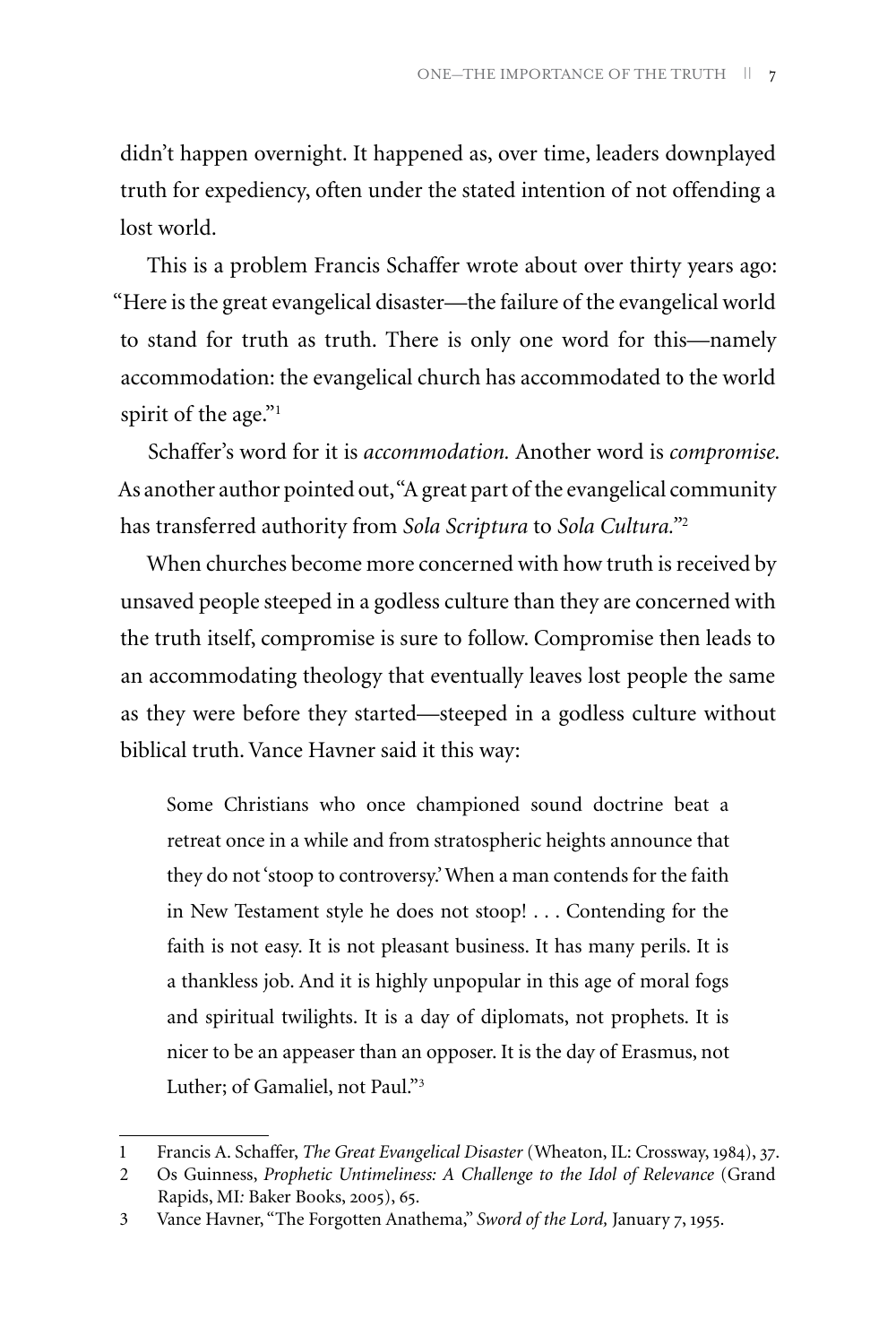didn't happen overnight. It happened as, over time, leaders downplayed truth for expediency, often under the stated intention of not offending a lost world.

This is a problem Francis Schaffer wrote about over thirty years ago: "Here is the great evangelical disaster—the failure of the evangelical world to stand for truth as truth. There is only one word for this—namely accommodation: the evangelical church has accommodated to the world spirit of the age."[1]

Schaffer's word for it is *accommodation.* Another word is *compromise.* As another author pointed out, "A great part of the evangelical community has transferred authority from *Sola Scriptura* to *Sola Cultura.*"[2]

When churches become more concerned with how truth is received by unsaved people steeped in a godless culture than they are concerned with the truth itself, compromise is sure to follow. Compromise then leads to an accommodating theology that eventually leaves lost people the same as they were before they started—steeped in a godless culture without biblical truth. Vance Havner said it this way:

> Some Christians who once championed sound doctrine beat a retreat once in a while and from stratospheric heights announce that they do not 'stoop to controversy.' When a man contends for the faith in New Testament style he does not stoop! . . . Contending for the faith is not easy. It is not pleasant business. It has many perils. It is a thankless job. And it is highly unpopular in this age of moral fogs and spiritual twilights. It is a day of diplomats, not prophets. It is nicer to be an appeaser than an opposer. It is the day of Erasmus, not Luther; of Gamaliel, not Paul."[3]

---

1 Francis A. Schaffer, *The Great Evangelical Disaster* (Wheaton, IL: Crossway, 1984), 37.

2 Os Guinness, *Prophetic Untimeliness: A Challenge to the Idol of Relevance* (Grand Rapids, MI: Baker Books, 2005), 65.

3 Vance Havner, "The Forgotten Anathema," *Sword of the Lord,* January 7, 1955.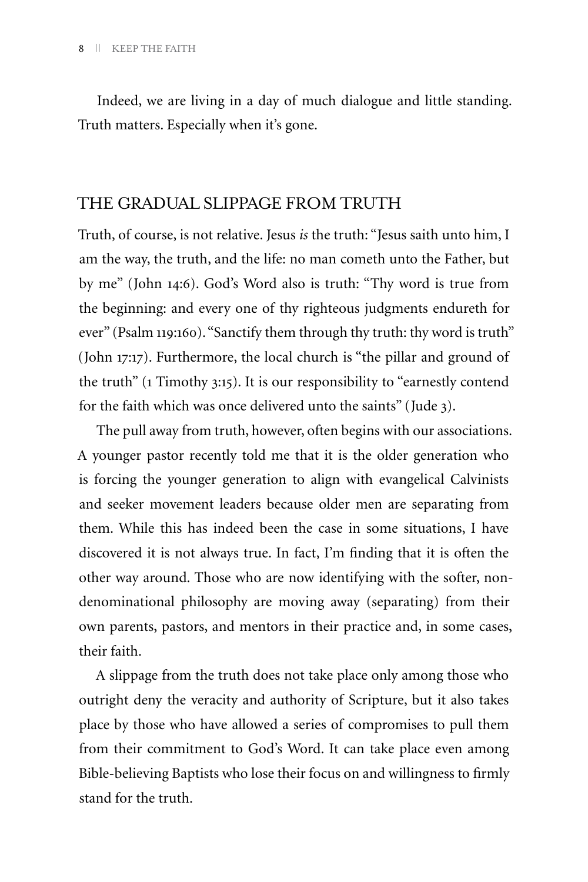Indeed, we are living in a day of much dialogue and little standing. Truth matters. Especially when it's gone.

## THE GRADUAL SLIPPAGE FROM TRUTH

Truth, of course, is not relative. Jesus *is* the truth: "Jesus saith unto him, I am the way, the truth, and the life: no man cometh unto the Father, but by me" (John 14:6). God's Word also is truth: "Thy word is true from the beginning: and every one of thy righteous judgments endureth for ever" (Psalm 119:160). "Sanctify them through thy truth: thy word is truth" (John 17:17). Furthermore, the local church is "the pillar and ground of the truth" (1 Timothy 3:15). It is our responsibility to "earnestly contend for the faith which was once delivered unto the saints" (Jude 3).

The pull away from truth, however, often begins with our associations. A younger pastor recently told me that it is the older generation who is forcing the younger generation to align with evangelical Calvinists and seeker movement leaders because older men are separating from them. While this has indeed been the case in some situations, I have discovered it is not always true. In fact, I'm finding that it is often the other way around. Those who are now identifying with the softer, non-denominational philosophy are moving away (separating) from their own parents, pastors, and mentors in their practice and, in some cases, their faith.

A slippage from the truth does not take place only among those who outright deny the veracity and authority of Scripture, but it also takes place by those who have allowed a series of compromises to pull them from their commitment to God's Word. It can take place even among Bible-believing Baptists who lose their focus on and willingness to firmly stand for the truth.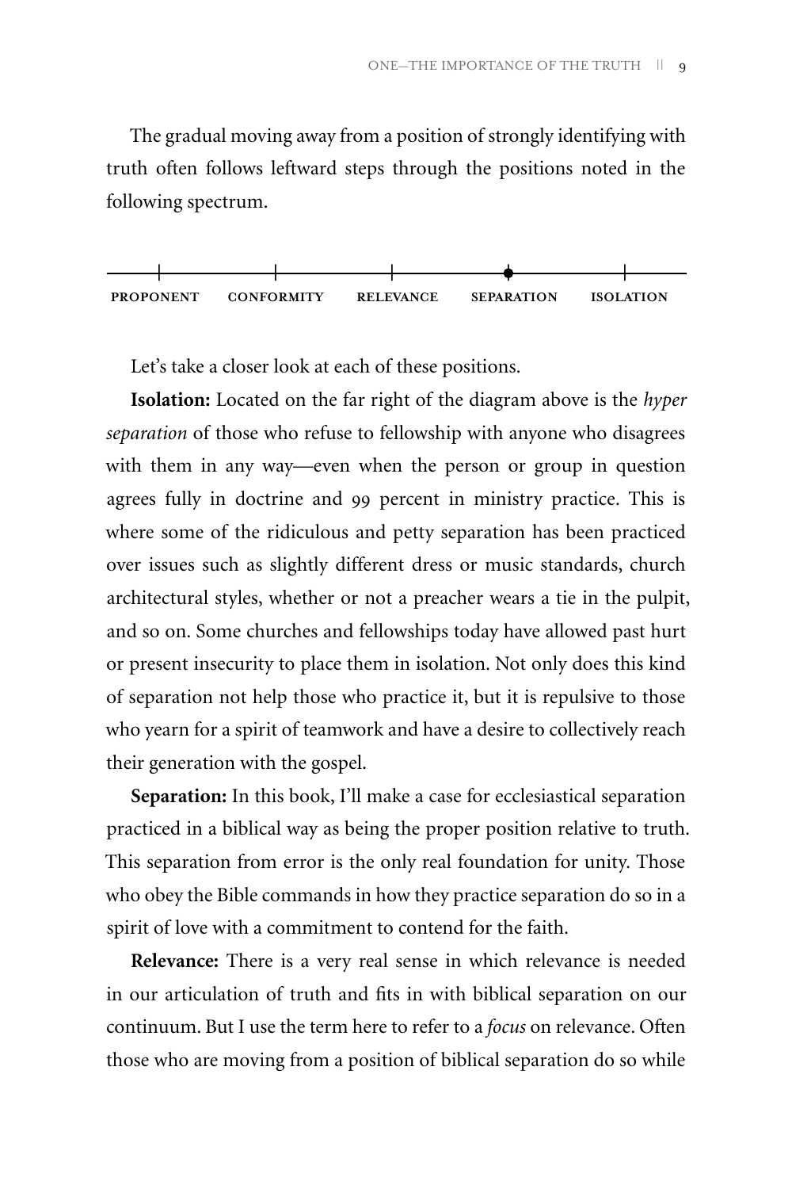The gradual moving away from a position of strongly identifying with truth often follows leftward steps through the positions noted in the following spectrum.

PROPONENT — CONFORMITY — RELEVANCE — SEPARATION — ISOLATION

Let's take a closer look at each of these positions.

**Isolation:** Located on the far right of the diagram above is the *hyper separation* of those who refuse to fellowship with anyone who disagrees with them in any way—even when the person or group in question agrees fully in doctrine and 99 percent in ministry practice. This is where some of the ridiculous and petty separation has been practiced over issues such as slightly different dress or music standards, church architectural styles, whether or not a preacher wears a tie in the pulpit, and so on. Some churches and fellowships today have allowed past hurt or present insecurity to place them in isolation. Not only does this kind of separation not help those who practice it, but it is repulsive to those who yearn for a spirit of teamwork and have a desire to collectively reach their generation with the gospel.

**Separation:** In this book, I'll make a case for ecclesiastical separation practiced in a biblical way as being the proper position relative to truth. This separation from error is the only real foundation for unity. Those who obey the Bible commands in how they practice separation do so in a spirit of love with a commitment to contend for the faith.

**Relevance:** There is a very real sense in which relevance is needed in our articulation of truth and fits in with biblical separation on our continuum. But I use the term here to refer to a *focus* on relevance. Often those who are moving from a position of biblical separation do so while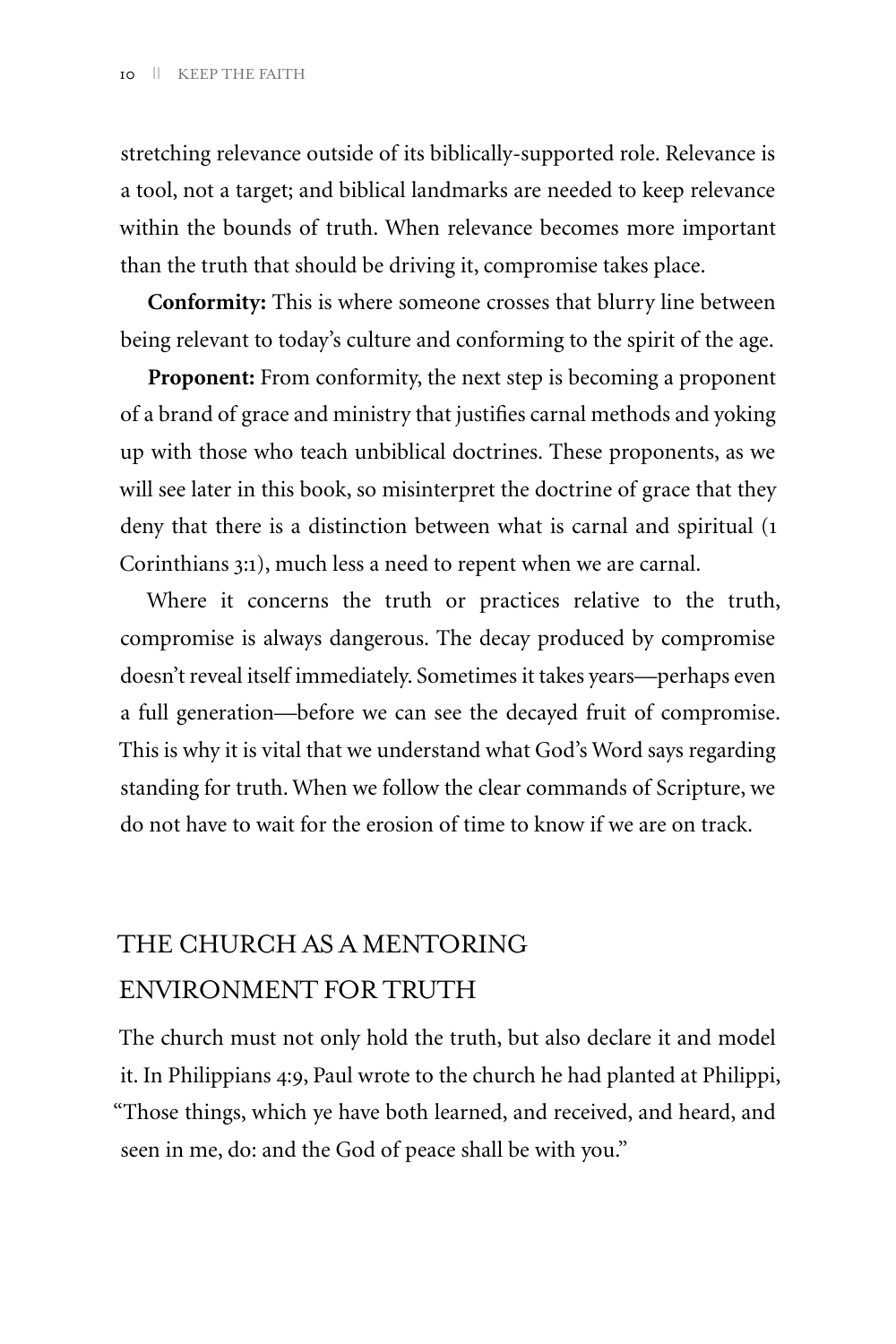stretching relevance outside of its biblically-supported role. Relevance is a tool, not a target; and biblical landmarks are needed to keep relevance within the bounds of truth. When relevance becomes more important than the truth that should be driving it, compromise takes place.

**Conformity:** This is where someone crosses that blurry line between being relevant to today's culture and conforming to the spirit of the age.

**Proponent:** From conformity, the next step is becoming a proponent of a brand of grace and ministry that justifies carnal methods and yoking up with those who teach unbiblical doctrines. These proponents, as we will see later in this book, so misinterpret the doctrine of grace that they deny that there is a distinction between what is carnal and spiritual (1 Corinthians 3:1), much less a need to repent when we are carnal.

Where it concerns the truth or practices relative to the truth, compromise is always dangerous. The decay produced by compromise doesn't reveal itself immediately. Sometimes it takes years—perhaps even a full generation—before we can see the decayed fruit of compromise. This is why it is vital that we understand what God's Word says regarding standing for truth. When we follow the clear commands of Scripture, we do not have to wait for the erosion of time to know if we are on track.

## THE CHURCH AS A MENTORING ENVIRONMENT FOR TRUTH

The church must not only hold the truth, but also declare it and model it. In Philippians 4:9, Paul wrote to the church he had planted at Philippi, "Those things, which ye have both learned, and received, and heard, and seen in me, do: and the God of peace shall be with you."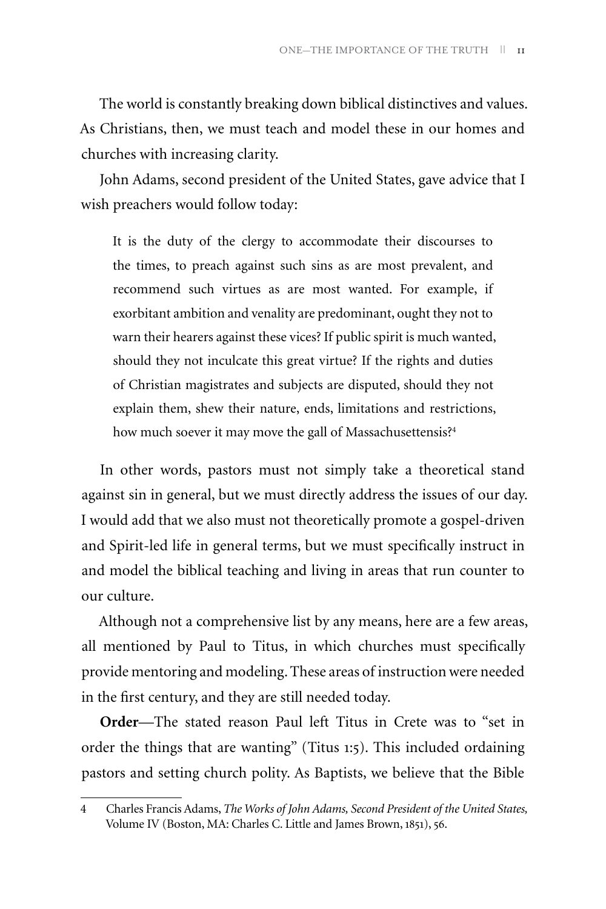The world is constantly breaking down biblical distinctives and values. As Christians, then, we must teach and model these in our homes and churches with increasing clarity.

John Adams, second president of the United States, gave advice that I wish preachers would follow today:

> It is the duty of the clergy to accommodate their discourses to the times, to preach against such sins as are most prevalent, and recommend such virtues as are most wanted. For example, if exorbitant ambition and venality are predominant, ought they not to warn their hearers against these vices? If public spirit is much wanted, should they not inculcate this great virtue? If the rights and duties of Christian magistrates and subjects are disputed, should they not explain them, shew their nature, ends, limitations and restrictions, how much soever it may move the gall of Massachusettensis?[4]

In other words, pastors must not simply take a theoretical stand against sin in general, but we must directly address the issues of our day. I would add that we also must not theoretically promote a gospel-driven and Spirit-led life in general terms, but we must specifically instruct in and model the biblical teaching and living in areas that run counter to our culture.

Although not a comprehensive list by any means, here are a few areas, all mentioned by Paul to Titus, in which churches must specifically provide mentoring and modeling. These areas of instruction were needed in the first century, and they are still needed today.

**Order**—The stated reason Paul left Titus in Crete was to "set in order the things that are wanting" (Titus 1:5). This included ordaining pastors and setting church polity. As Baptists, we believe that the Bible

---

4 Charles Francis Adams, *The Works of John Adams, Second President of the United States,* Volume IV (Boston, MA: Charles C. Little and James Brown, 1851), 56.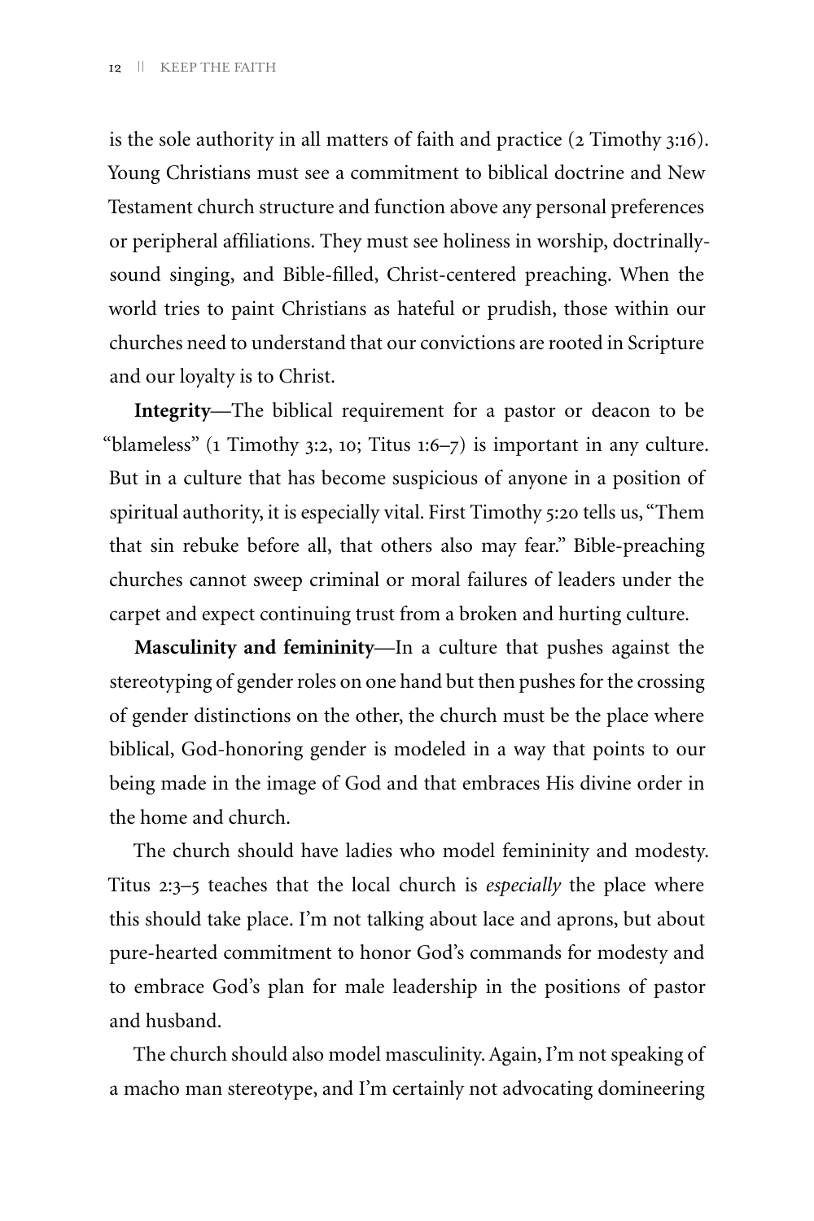is the sole authority in all matters of faith and practice (2 Timothy 3:16). Young Christians must see a commitment to biblical doctrine and New Testament church structure and function above any personal preferences or peripheral affiliations. They must see holiness in worship, doctrinally-sound singing, and Bible-filled, Christ-centered preaching. When the world tries to paint Christians as hateful or prudish, those within our churches need to understand that our convictions are rooted in Scripture and our loyalty is to Christ.

**Integrity**—The biblical requirement for a pastor or deacon to be "blameless" (1 Timothy 3:2, 10; Titus 1:6–7) is important in any culture. But in a culture that has become suspicious of anyone in a position of spiritual authority, it is especially vital. First Timothy 5:20 tells us, "Them that sin rebuke before all, that others also may fear." Bible-preaching churches cannot sweep criminal or moral failures of leaders under the carpet and expect continuing trust from a broken and hurting culture.

**Masculinity and femininity**—In a culture that pushes against the stereotyping of gender roles on one hand but then pushes for the crossing of gender distinctions on the other, the church must be the place where biblical, God-honoring gender is modeled in a way that points to our being made in the image of God and that embraces His divine order in the home and church.

The church should have ladies who model femininity and modesty. Titus 2:3–5 teaches that the local church is *especially* the place where this should take place. I'm not talking about lace and aprons, but about pure-hearted commitment to honor God's commands for modesty and to embrace God's plan for male leadership in the positions of pastor and husband.

The church should also model masculinity. Again, I'm not speaking of a macho man stereotype, and I'm certainly not advocating domineering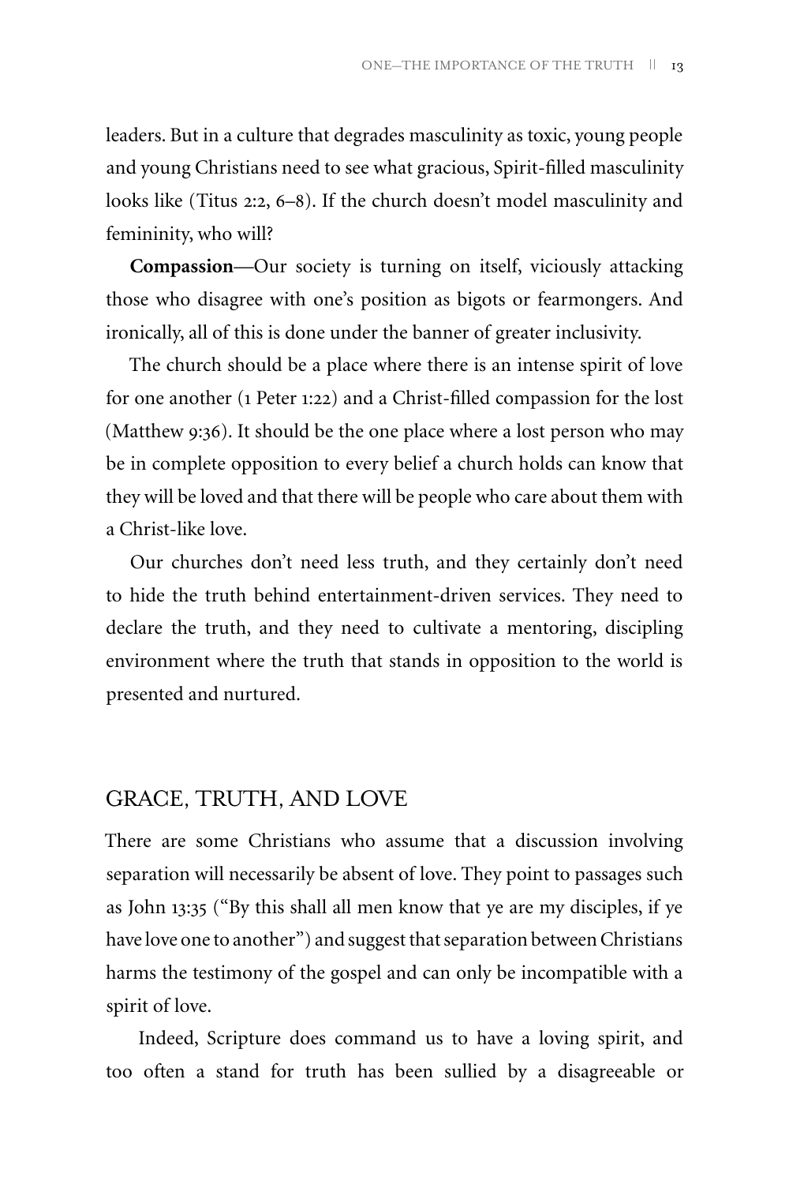leaders. But in a culture that degrades masculinity as toxic, young people and young Christians need to see what gracious, Spirit-filled masculinity looks like (Titus 2:2, 6–8). If the church doesn't model masculinity and femininity, who will?

**Compassion**—Our society is turning on itself, viciously attacking those who disagree with one's position as bigots or fearmongers. And ironically, all of this is done under the banner of greater inclusivity.

The church should be a place where there is an intense spirit of love for one another (1 Peter 1:22) and a Christ-filled compassion for the lost (Matthew 9:36). It should be the one place where a lost person who may be in complete opposition to every belief a church holds can know that they will be loved and that there will be people who care about them with a Christ-like love.

Our churches don't need less truth, and they certainly don't need to hide the truth behind entertainment-driven services. They need to declare the truth, and they need to cultivate a mentoring, discipling environment where the truth that stands in opposition to the world is presented and nurtured.

## GRACE, TRUTH, AND LOVE

There are some Christians who assume that a discussion involving separation will necessarily be absent of love. They point to passages such as John 13:35 ("By this shall all men know that ye are my disciples, if ye have love one to another") and suggest that separation between Christians harms the testimony of the gospel and can only be incompatible with a spirit of love.

Indeed, Scripture does command us to have a loving spirit, and too often a stand for truth has been sullied by a disagreeable or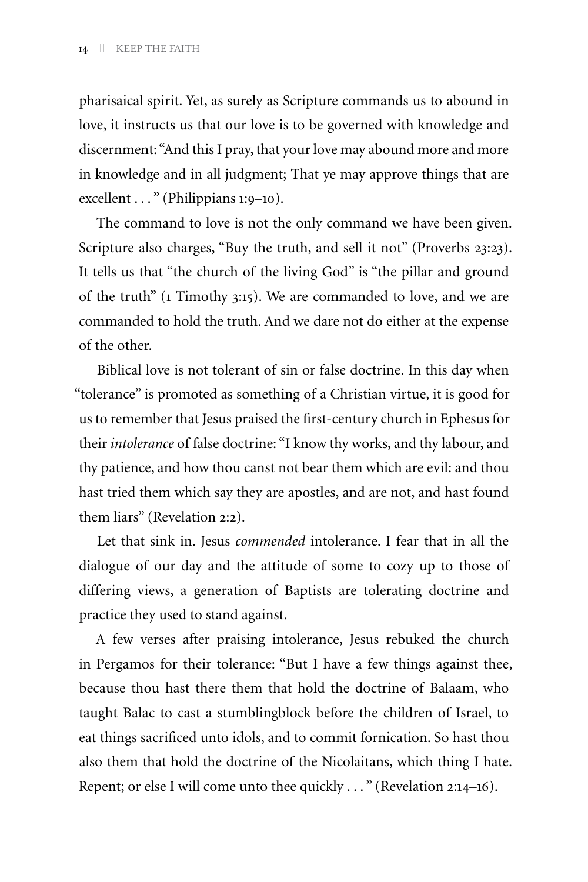pharisaical spirit. Yet, as surely as Scripture commands us to abound in love, it instructs us that our love is to be governed with knowledge and discernment: "And this I pray, that your love may abound more and more in knowledge and in all judgment; That ye may approve things that are excellent . . . " (Philippians 1:9–10).

The command to love is not the only command we have been given. Scripture also charges, "Buy the truth, and sell it not" (Proverbs 23:23). It tells us that "the church of the living God" is "the pillar and ground of the truth" (1 Timothy 3:15). We are commanded to love, and we are commanded to hold the truth. And we dare not do either at the expense of the other.

Biblical love is not tolerant of sin or false doctrine. In this day when "tolerance" is promoted as something of a Christian virtue, it is good for us to remember that Jesus praised the first-century church in Ephesus for their *intolerance* of false doctrine: "I know thy works, and thy labour, and thy patience, and how thou canst not bear them which are evil: and thou hast tried them which say they are apostles, and are not, and hast found them liars" (Revelation 2:2).

Let that sink in. Jesus *commended* intolerance. I fear that in all the dialogue of our day and the attitude of some to cozy up to those of differing views, a generation of Baptists are tolerating doctrine and practice they used to stand against.

A few verses after praising intolerance, Jesus rebuked the church in Pergamos for their tolerance: "But I have a few things against thee, because thou hast there them that hold the doctrine of Balaam, who taught Balac to cast a stumblingblock before the children of Israel, to eat things sacrificed unto idols, and to commit fornication. So hast thou also them that hold the doctrine of the Nicolaitans, which thing I hate. Repent; or else I will come unto thee quickly . . . " (Revelation 2:14–16).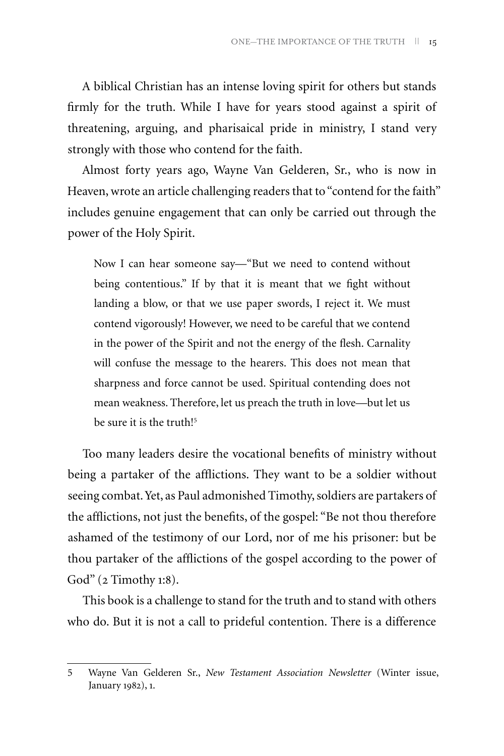A biblical Christian has an intense loving spirit for others but stands firmly for the truth. While I have for years stood against a spirit of threatening, arguing, and pharisaical pride in ministry, I stand very strongly with those who contend for the faith.

Almost forty years ago, Wayne Van Gelderen, Sr., who is now in Heaven, wrote an article challenging readers that to "contend for the faith" includes genuine engagement that can only be carried out through the power of the Holy Spirit.

> Now I can hear someone say—"But we need to contend without being contentious." If by that it is meant that we fight without landing a blow, or that we use paper swords, I reject it. We must contend vigorously! However, we need to be careful that we contend in the power of the Spirit and not the energy of the flesh. Carnality will confuse the message to the hearers. This does not mean that sharpness and force cannot be used. Spiritual contending does not mean weakness. Therefore, let us preach the truth in love—but let us be sure it is the truth![5]

Too many leaders desire the vocational benefits of ministry without being a partaker of the afflictions. They want to be a soldier without seeing combat. Yet, as Paul admonished Timothy, soldiers are partakers of the afflictions, not just the benefits, of the gospel: "Be not thou therefore ashamed of the testimony of our Lord, nor of me his prisoner: but be thou partaker of the afflictions of the gospel according to the power of God" (2 Timothy 1:8).

This book is a challenge to stand for the truth and to stand with others who do. But it is not a call to prideful contention. There is a difference

---

5 Wayne Van Gelderen Sr., *New Testament Association Newsletter* (Winter issue, January 1982), 1.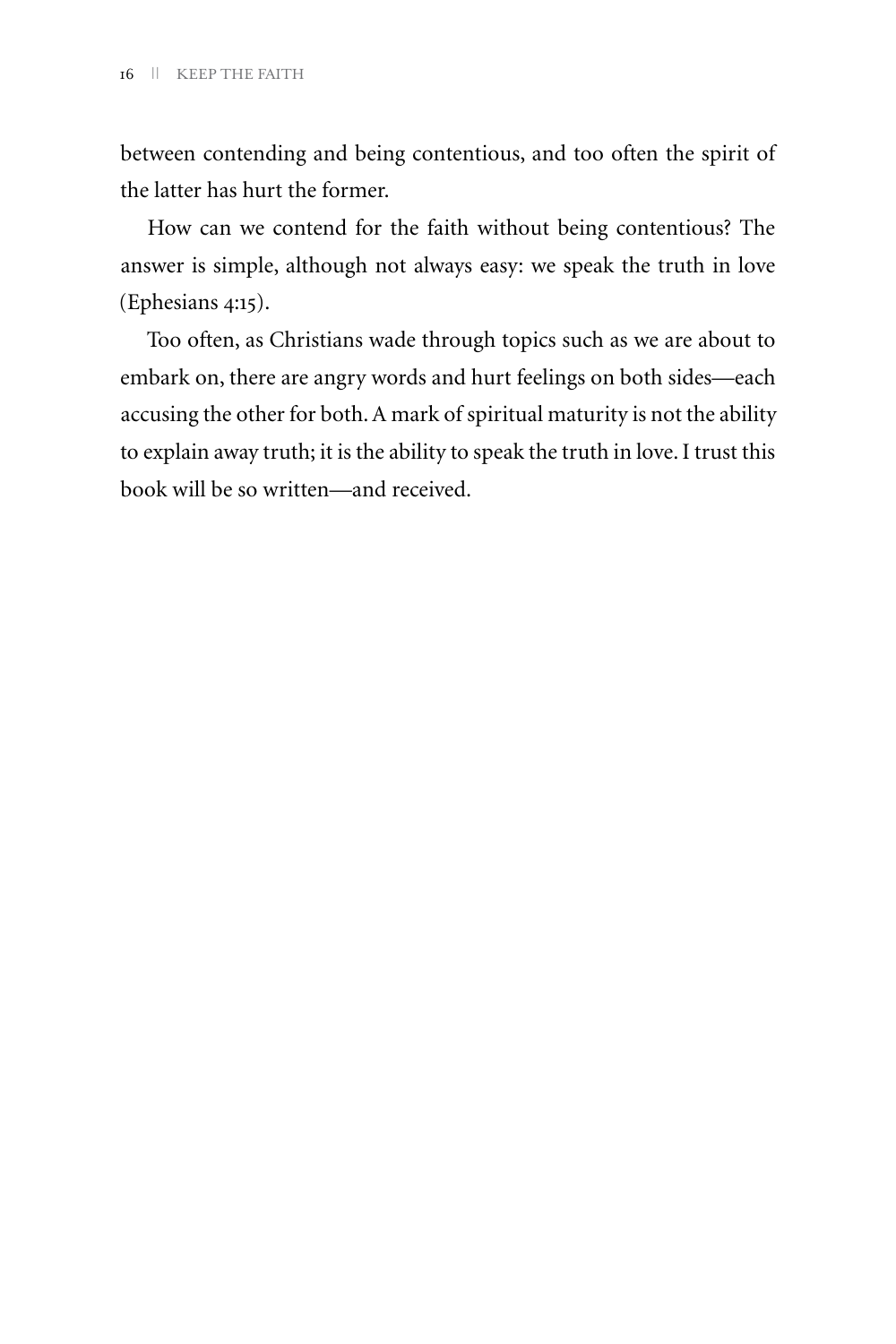between contending and being contentious, and too often the spirit of the latter has hurt the former.

How can we contend for the faith without being contentious? The answer is simple, although not always easy: we speak the truth in love (Ephesians 4:15).

Too often, as Christians wade through topics such as we are about to embark on, there are angry words and hurt feelings on both sides—each accusing the other for both. A mark of spiritual maturity is not the ability to explain away truth; it is the ability to speak the truth in love. I trust this book will be so written—and received.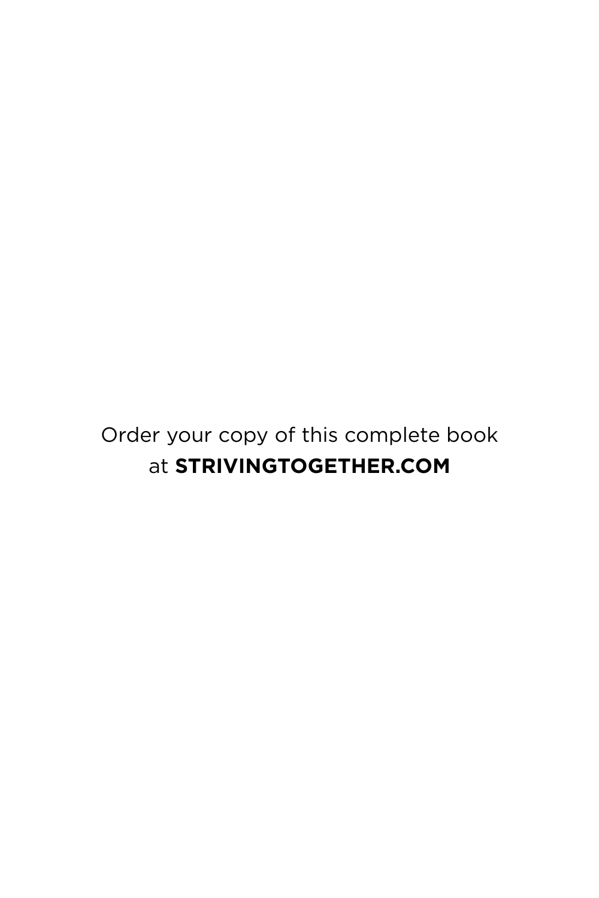Order your copy of this complete book
at **STRIVINGTOGETHER.COM**